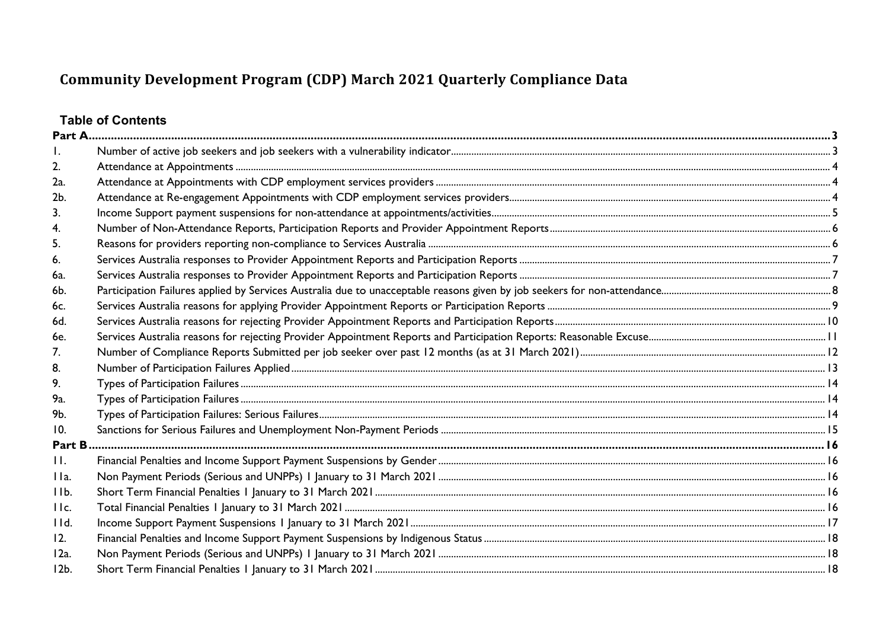# Community Development Program (CDP) March 2021 Quarterly Compliance Data

## Table of Contents

| | | |
|---|---|---|
| **Part A** | | **3** |
| 1. | Number of active job seekers and job seekers with a vulnerability indicator | 3 |
| 2. | Attendance at Appointments | 4 |
| 2a. | Attendance at Appointments with CDP employment services providers | 4 |
| 2b. | Attendance at Re-engagement Appointments with CDP employment services providers | 4 |
| 3. | Income Support payment suspensions for non-attendance at appointments/activities | 5 |
| 4. | Number of Non-Attendance Reports, Participation Reports and Provider Appointment Reports | 6 |
| 5. | Reasons for providers reporting non-compliance to Services Australia | 6 |
| 6. | Services Australia responses to Provider Appointment Reports and Participation Reports | 7 |
| 6a. | Services Australia responses to Provider Appointment Reports and Participation Reports | 7 |
| 6b. | Participation Failures applied by Services Australia due to unacceptable reasons given by job seekers for non-attendance | 8 |
| 6c. | Services Australia reasons for applying Provider Appointment Reports or Participation Reports | 9 |
| 6d. | Services Australia reasons for rejecting Provider Appointment Reports and Participation Reports | 10 |
| 6e. | Services Australia reasons for rejecting Provider Appointment Reports and Participation Reports: Reasonable Excuse | 11 |
| 7. | Number of Compliance Reports Submitted per job seeker over past 12 months (as at 31 March 2021) | 12 |
| 8. | Number of Participation Failures Applied | 13 |
| 9. | Types of Participation Failures | 14 |
| 9a. | Types of Participation Failures | 14 |
| 9b. | Types of Participation Failures: Serious Failures | 14 |
| 10. | Sanctions for Serious Failures and Unemployment Non-Payment Periods | 15 |
| **Part B** | | **16** |
| 11. | Financial Penalties and Income Support Payment Suspensions by Gender | 16 |
| 11a. | Non Payment Periods (Serious and UNPPs) 1 January to 31 March 2021 | 16 |
| 11b. | Short Term Financial Penalties 1 January to 31 March 2021 | 16 |
| 11c. | Total Financial Penalties 1 January to 31 March 2021 | 16 |
| 11d. | Income Support Payment Suspensions 1 January to 31 March 2021 | 17 |
| 12. | Financial Penalties and Income Support Payment Suspensions by Indigenous Status | 18 |
| 12a. | Non Payment Periods (Serious and UNPPs) 1 January to 31 March 2021 | 18 |
| 12b. | Short Term Financial Penalties 1 January to 31 March 2021 | 18 |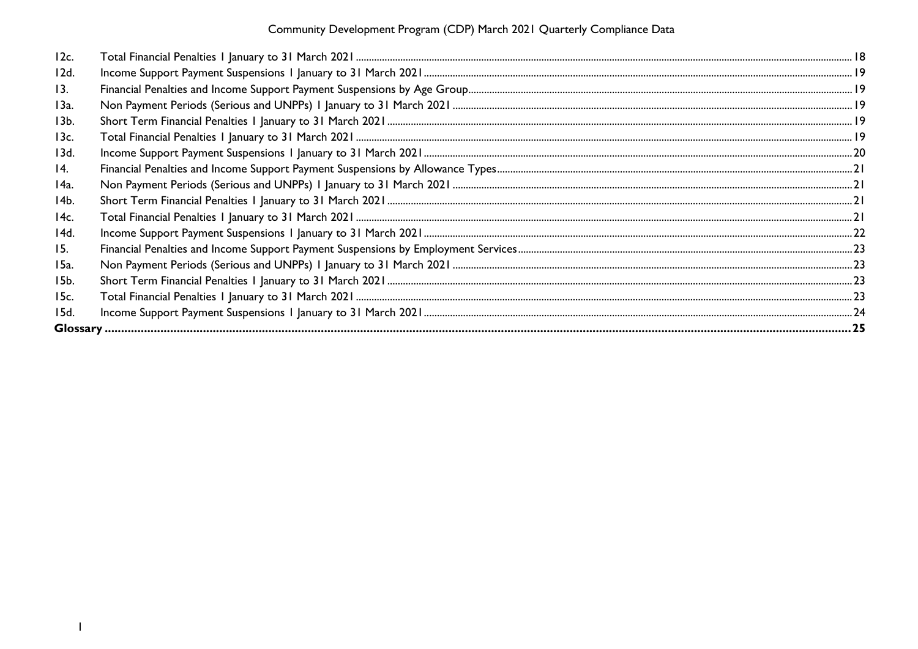| | | |
|---|---|---|
| 12c. | Total Financial Penalties 1 January to 31 March 2021 | 18 |
| 12d. | Income Support Payment Suspensions 1 January to 31 March 2021 | 19 |
| 13. | Financial Penalties and Income Support Payment Suspensions by Age Group | 19 |
| 13a. | Non Payment Periods (Serious and UNPPs) 1 January to 31 March 2021 | 19 |
| 13b. | Short Term Financial Penalties 1 January to 31 March 2021 | 19 |
| 13c. | Total Financial Penalties 1 January to 31 March 2021 | 19 |
| 13d. | Income Support Payment Suspensions 1 January to 31 March 2021 | 20 |
| 14. | Financial Penalties and Income Support Payment Suspensions by Allowance Types | 21 |
| 14a. | Non Payment Periods (Serious and UNPPs) 1 January to 31 March 2021 | 21 |
| 14b. | Short Term Financial Penalties 1 January to 31 March 2021 | 21 |
| 14c. | Total Financial Penalties 1 January to 31 March 2021 | 21 |
| 14d. | Income Support Payment Suspensions 1 January to 31 March 2021 | 22 |
| 15. | Financial Penalties and Income Support Payment Suspensions by Employment Services | 23 |
| 15a. | Non Payment Periods (Serious and UNPPs) 1 January to 31 March 2021 | 23 |
| 15b. | Short Term Financial Penalties 1 January to 31 March 2021 | 23 |
| 15c. | Total Financial Penalties 1 January to 31 March 2021 | 23 |
| 15d. | Income Support Payment Suspensions 1 January to 31 March 2021 | 24 |
| **Glossary** | | **25** |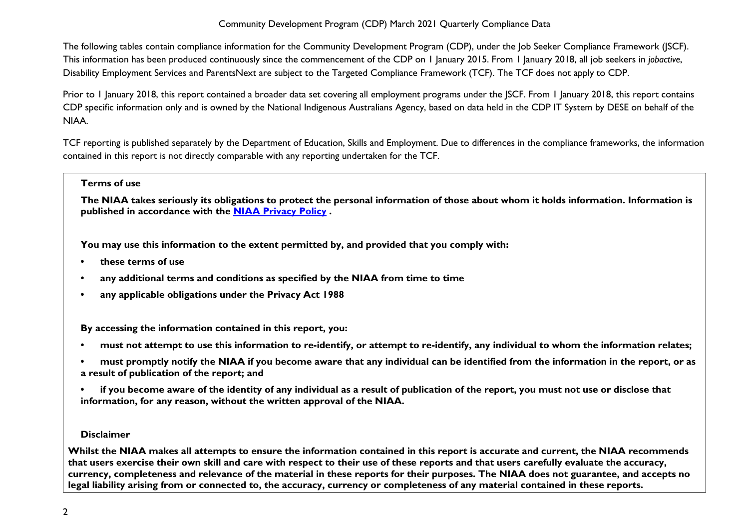The following tables contain compliance information for the Community Development Program (CDP), under the Job Seeker Compliance Framework (JSCF). This information has been produced continuously since the commencement of the CDP on 1 January 2015. From 1 January 2018, all job seekers in *jobactive*, Disability Employment Services and ParentsNext are subject to the Targeted Compliance Framework (TCF). The TCF does not apply to CDP.

Prior to 1 January 2018, this report contained a broader data set covering all employment programs under the JSCF. From 1 January 2018, this report contains CDP specific information only and is owned by the National Indigenous Australians Agency, based on data held in the CDP IT System by DESE on behalf of the NIAA.

TCF reporting is published separately by the Department of Education, Skills and Employment. Due to differences in the compliance frameworks, the information contained in this report is not directly comparable with any reporting undertaken for the TCF.

**Terms of use**

**The NIAA takes seriously its obligations to protect the personal information of those about whom it holds information. Information is published in accordance with the [NIAA Privacy Policy](#) .**

**You may use this information to the extent permitted by, and provided that you comply with:**

- **these terms of use**
- **any additional terms and conditions as specified by the NIAA from time to time**
- **any applicable obligations under the Privacy Act 1988**

**By accessing the information contained in this report, you:**

- **must not attempt to use this information to re-identify, or attempt to re-identify, any individual to whom the information relates;**
- **must promptly notify the NIAA if you become aware that any individual can be identified from the information in the report, or as a result of publication of the report; and**
- **if you become aware of the identity of any individual as a result of publication of the report, you must not use or disclose that information, for any reason, without the written approval of the NIAA.**

**Disclaimer**

**Whilst the NIAA makes all attempts to ensure the information contained in this report is accurate and current, the NIAA recommends that users exercise their own skill and care with respect to their use of these reports and that users carefully evaluate the accuracy, currency, completeness and relevance of the material in these reports for their purposes. The NIAA does not guarantee, and accepts no legal liability arising from or connected to, the accuracy, currency or completeness of any material contained in these reports.**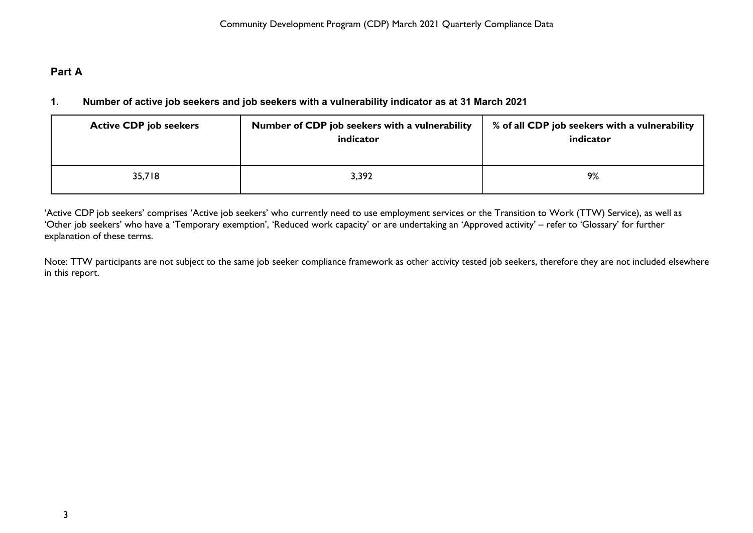## Part A

### 1. Number of active job seekers and job seekers with a vulnerability indicator as at 31 March 2021

| Active CDP job seekers | Number of CDP job seekers with a vulnerability indicator | % of all CDP job seekers with a vulnerability indicator |
|---|---|---|
| 35,718 | 3,392 | 9% |

'Active CDP job seekers' comprises 'Active job seekers' who currently need to use employment services or the Transition to Work (TTW) Service), as well as 'Other job seekers' who have a 'Temporary exemption', 'Reduced work capacity' or are undertaking an 'Approved activity' – refer to 'Glossary' for further explanation of these terms.

Note: TTW participants are not subject to the same job seeker compliance framework as other activity tested job seekers, therefore they are not included elsewhere in this report.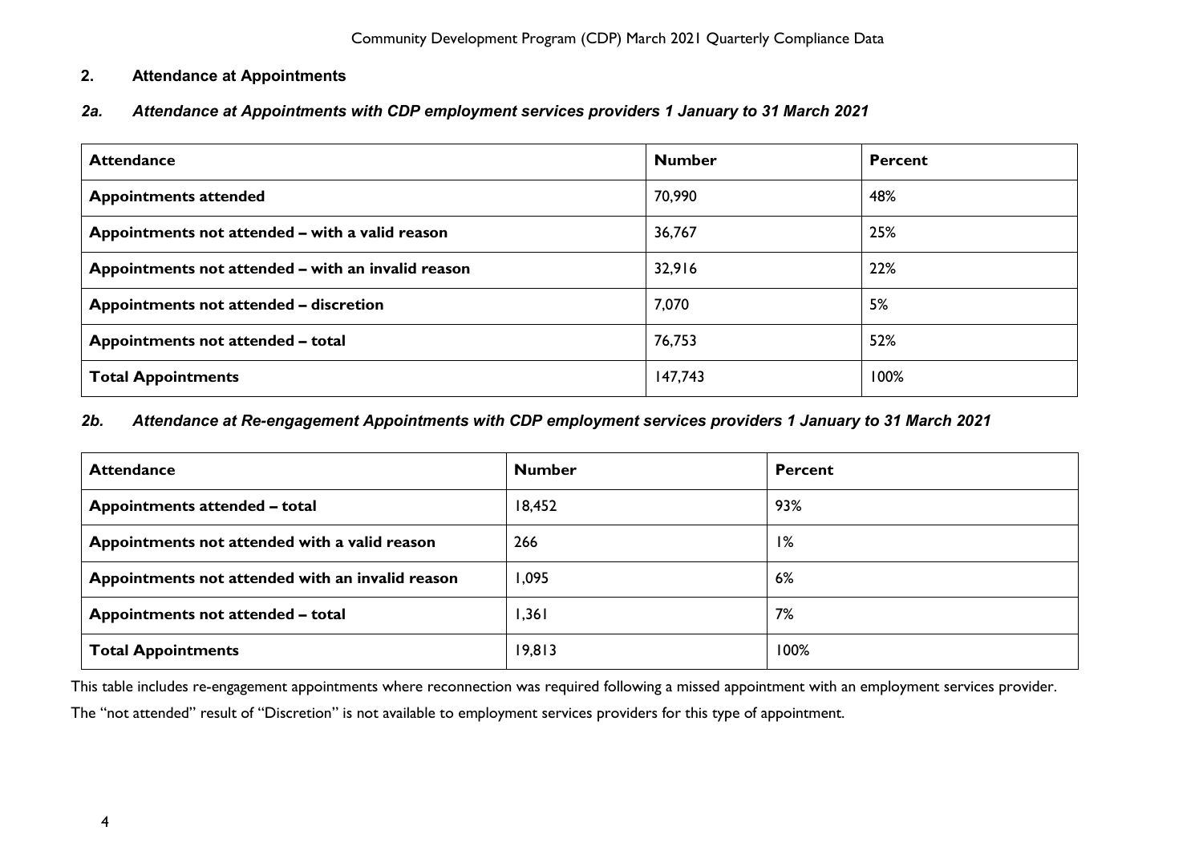## 2. Attendance at Appointments

### *2a. Attendance at Appointments with CDP employment services providers 1 January to 31 March 2021*

| Attendance | Number | Percent |
|---|---|---|
| **Appointments attended** | 70,990 | 48% |
| **Appointments not attended – with a valid reason** | 36,767 | 25% |
| **Appointments not attended – with an invalid reason** | 32,916 | 22% |
| **Appointments not attended – discretion** | 7,070 | 5% |
| **Appointments not attended – total** | 76,753 | 52% |
| **Total Appointments** | 147,743 | 100% |

### *2b. Attendance at Re-engagement Appointments with CDP employment services providers 1 January to 31 March 2021*

| Attendance | Number | Percent |
|---|---|---|
| **Appointments attended – total** | 18,452 | 93% |
| **Appointments not attended with a valid reason** | 266 | 1% |
| **Appointments not attended with an invalid reason** | 1,095 | 6% |
| **Appointments not attended – total** | 1,361 | 7% |
| **Total Appointments** | 19,813 | 100% |

This table includes re-engagement appointments where reconnection was required following a missed appointment with an employment services provider.

The "not attended" result of "Discretion" is not available to employment services providers for this type of appointment.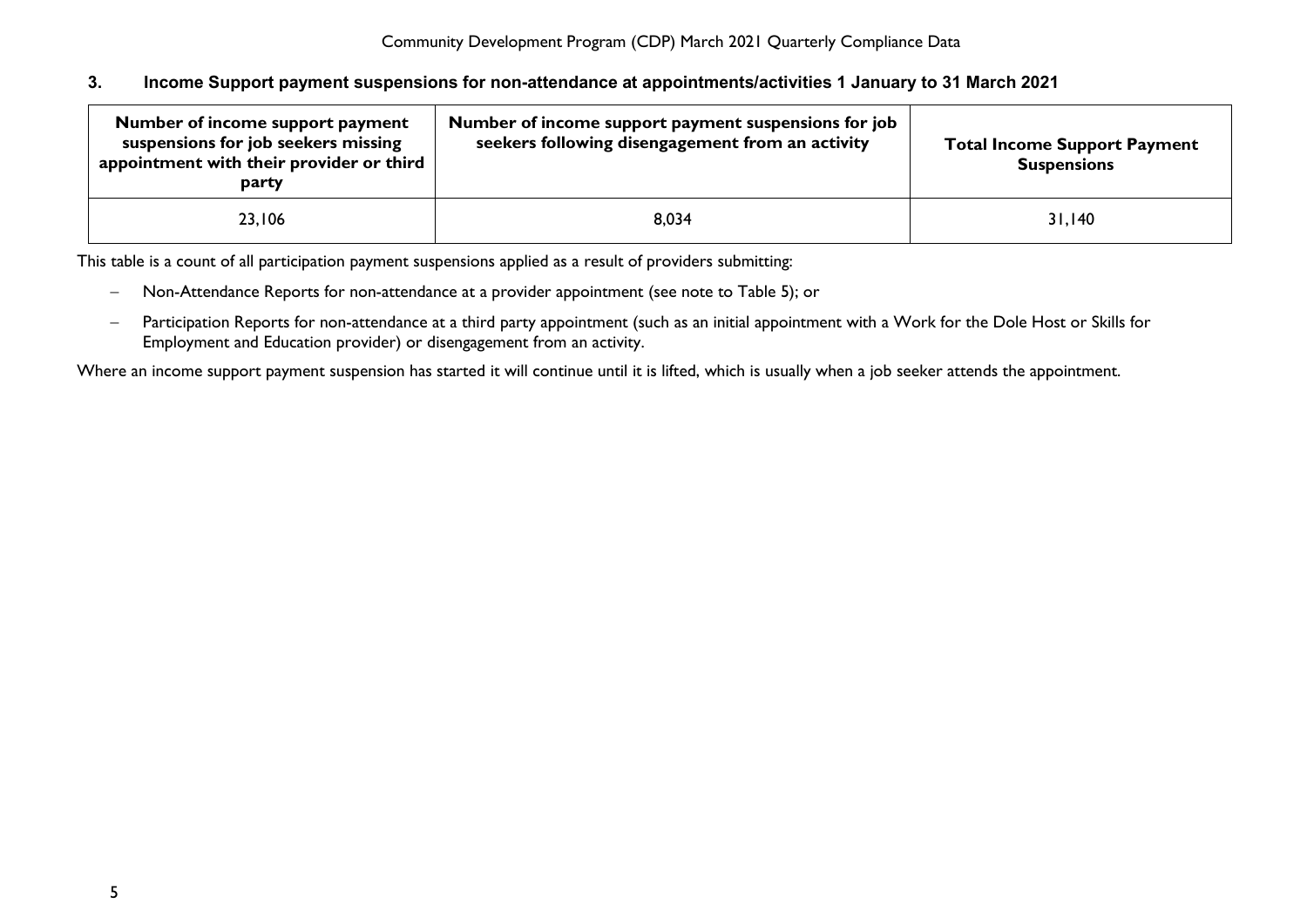## 3. Income Support payment suspensions for non-attendance at appointments/activities 1 January to 31 March 2021

| Number of income support payment suspensions for job seekers missing appointment with their provider or third party | Number of income support payment suspensions for job seekers following disengagement from an activity | Total Income Support Payment Suspensions |
|---|---|---|
| 23,106 | 8,034 | 31,140 |

This table is a count of all participation payment suspensions applied as a result of providers submitting:

- Non-Attendance Reports for non-attendance at a provider appointment (see note to Table 5); or
- Participation Reports for non-attendance at a third party appointment (such as an initial appointment with a Work for the Dole Host or Skills for Employment and Education provider) or disengagement from an activity.

Where an income support payment suspension has started it will continue until it is lifted, which is usually when a job seeker attends the appointment.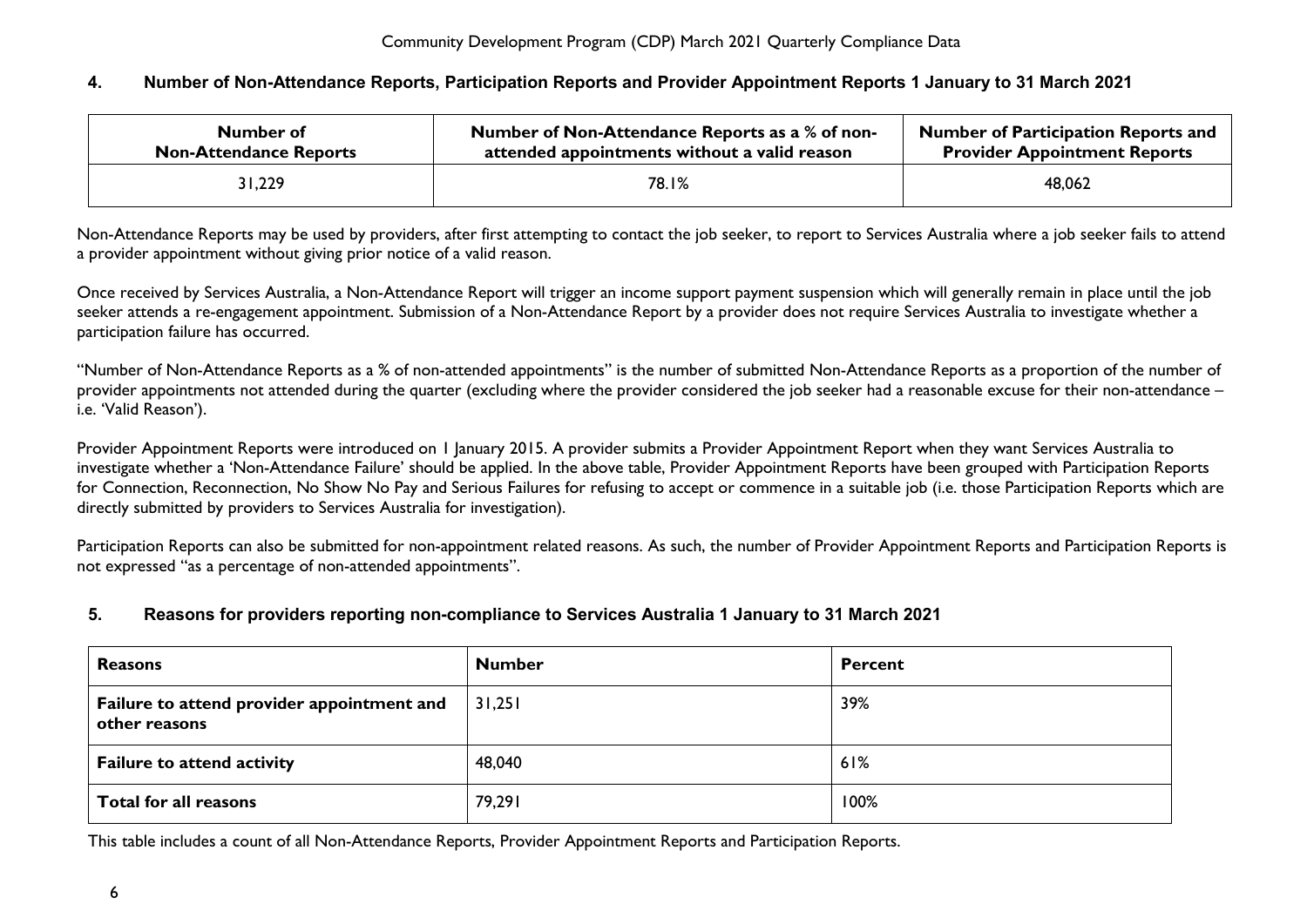## 4. Number of Non-Attendance Reports, Participation Reports and Provider Appointment Reports 1 January to 31 March 2021

| Number of Non-Attendance Reports | Number of Non-Attendance Reports as a % of non-attended appointments without a valid reason | Number of Participation Reports and Provider Appointment Reports |
|---|---|---|
| 31,229 | 78.1% | 48,062 |

Non-Attendance Reports may be used by providers, after first attempting to contact the job seeker, to report to Services Australia where a job seeker fails to attend a provider appointment without giving prior notice of a valid reason.

Once received by Services Australia, a Non-Attendance Report will trigger an income support payment suspension which will generally remain in place until the job seeker attends a re-engagement appointment. Submission of a Non-Attendance Report by a provider does not require Services Australia to investigate whether a participation failure has occurred.

"Number of Non-Attendance Reports as a % of non-attended appointments" is the number of submitted Non-Attendance Reports as a proportion of the number of provider appointments not attended during the quarter (excluding where the provider considered the job seeker had a reasonable excuse for their non-attendance – i.e. 'Valid Reason').

Provider Appointment Reports were introduced on 1 January 2015. A provider submits a Provider Appointment Report when they want Services Australia to investigate whether a 'Non-Attendance Failure' should be applied. In the above table, Provider Appointment Reports have been grouped with Participation Reports for Connection, Reconnection, No Show No Pay and Serious Failures for refusing to accept or commence in a suitable job (i.e. those Participation Reports which are directly submitted by providers to Services Australia for investigation).

Participation Reports can also be submitted for non-appointment related reasons. As such, the number of Provider Appointment Reports and Participation Reports is not expressed "as a percentage of non-attended appointments".

## 5. Reasons for providers reporting non-compliance to Services Australia 1 January to 31 March 2021

| Reasons | Number | Percent |
|---|---|---|
| **Failure to attend provider appointment and other reasons** | 31,251 | 39% |
| **Failure to attend activity** | 48,040 | 61% |
| **Total for all reasons** | 79,291 | 100% |

This table includes a count of all Non-Attendance Reports, Provider Appointment Reports and Participation Reports.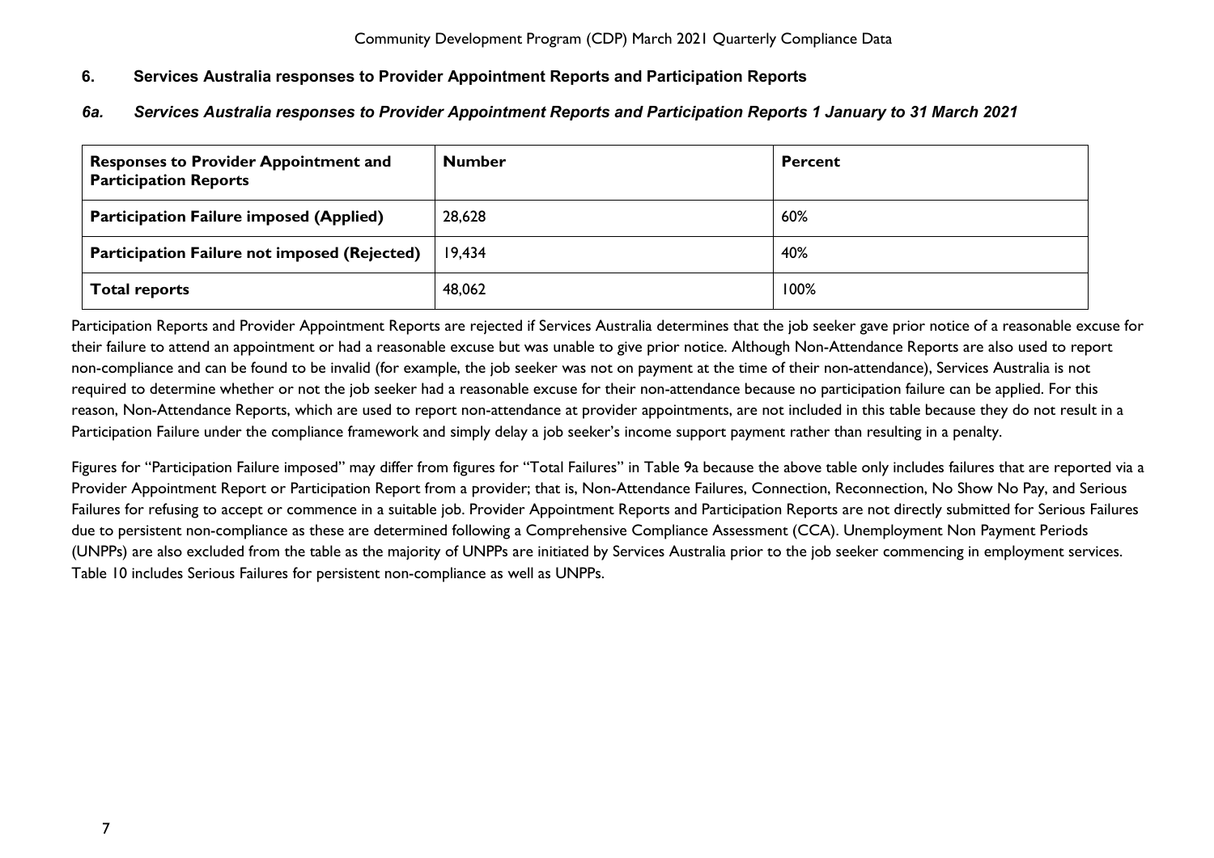## 6. Services Australia responses to Provider Appointment Reports and Participation Reports

### *6a. Services Australia responses to Provider Appointment Reports and Participation Reports 1 January to 31 March 2021*

| Responses to Provider Appointment and Participation Reports | Number | Percent |
|---|---|---|
| **Participation Failure imposed (Applied)** | 28,628 | 60% |
| **Participation Failure not imposed (Rejected)** | 19,434 | 40% |
| **Total reports** | 48,062 | 100% |

Participation Reports and Provider Appointment Reports are rejected if Services Australia determines that the job seeker gave prior notice of a reasonable excuse for their failure to attend an appointment or had a reasonable excuse but was unable to give prior notice. Although Non-Attendance Reports are also used to report non-compliance and can be found to be invalid (for example, the job seeker was not on payment at the time of their non-attendance), Services Australia is not required to determine whether or not the job seeker had a reasonable excuse for their non-attendance because no participation failure can be applied. For this reason, Non-Attendance Reports, which are used to report non-attendance at provider appointments, are not included in this table because they do not result in a Participation Failure under the compliance framework and simply delay a job seeker's income support payment rather than resulting in a penalty.

Figures for "Participation Failure imposed" may differ from figures for "Total Failures" in Table 9a because the above table only includes failures that are reported via a Provider Appointment Report or Participation Report from a provider; that is, Non-Attendance Failures, Connection, Reconnection, No Show No Pay, and Serious Failures for refusing to accept or commence in a suitable job. Provider Appointment Reports and Participation Reports are not directly submitted for Serious Failures due to persistent non-compliance as these are determined following a Comprehensive Compliance Assessment (CCA). Unemployment Non Payment Periods (UNPPs) are also excluded from the table as the majority of UNPPs are initiated by Services Australia prior to the job seeker commencing in employment services. Table 10 includes Serious Failures for persistent non-compliance as well as UNPPs.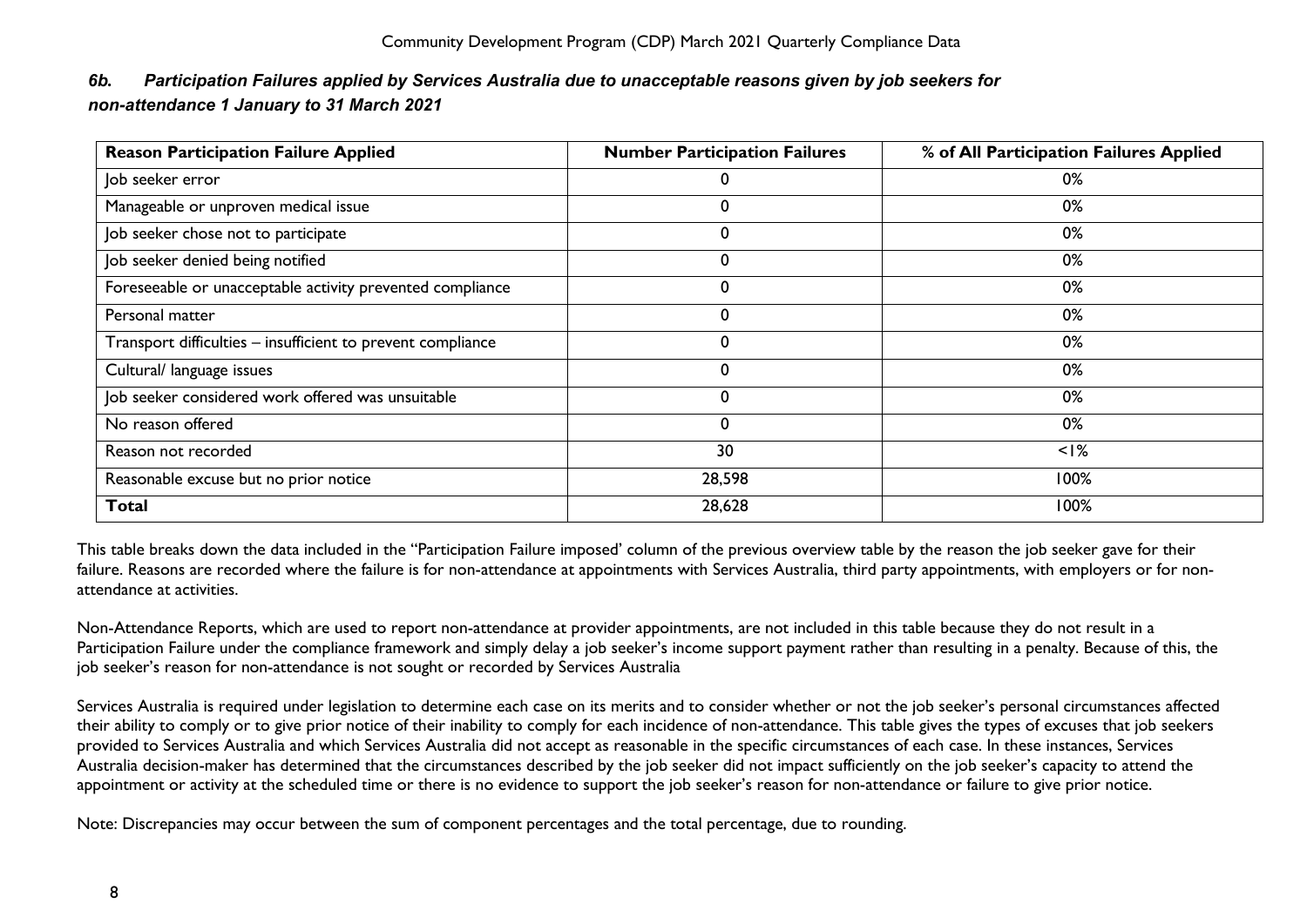### *6b. Participation Failures applied by Services Australia due to unacceptable reasons given by job seekers for non-attendance 1 January to 31 March 2021*

| Reason Participation Failure Applied | Number Participation Failures | % of All Participation Failures Applied |
|---|---|---|
| Job seeker error | 0 | 0% |
| Manageable or unproven medical issue | 0 | 0% |
| Job seeker chose not to participate | 0 | 0% |
| Job seeker denied being notified | 0 | 0% |
| Foreseeable or unacceptable activity prevented compliance | 0 | 0% |
| Personal matter | 0 | 0% |
| Transport difficulties – insufficient to prevent compliance | 0 | 0% |
| Cultural/ language issues | 0 | 0% |
| Job seeker considered work offered was unsuitable | 0 | 0% |
| No reason offered | 0 | 0% |
| Reason not recorded | 30 | <1% |
| Reasonable excuse but no prior notice | 28,598 | 100% |
| **Total** | 28,628 | 100% |

This table breaks down the data included in the "Participation Failure imposed' column of the previous overview table by the reason the job seeker gave for their failure. Reasons are recorded where the failure is for non-attendance at appointments with Services Australia, third party appointments, with employers or for non-attendance at activities.

Non-Attendance Reports, which are used to report non-attendance at provider appointments, are not included in this table because they do not result in a Participation Failure under the compliance framework and simply delay a job seeker's income support payment rather than resulting in a penalty. Because of this, the job seeker's reason for non-attendance is not sought or recorded by Services Australia

Services Australia is required under legislation to determine each case on its merits and to consider whether or not the job seeker's personal circumstances affected their ability to comply or to give prior notice of their inability to comply for each incidence of non-attendance. This table gives the types of excuses that job seekers provided to Services Australia and which Services Australia did not accept as reasonable in the specific circumstances of each case. In these instances, Services Australia decision-maker has determined that the circumstances described by the job seeker did not impact sufficiently on the job seeker's capacity to attend the appointment or activity at the scheduled time or there is no evidence to support the job seeker's reason for non-attendance or failure to give prior notice.

Note: Discrepancies may occur between the sum of component percentages and the total percentage, due to rounding.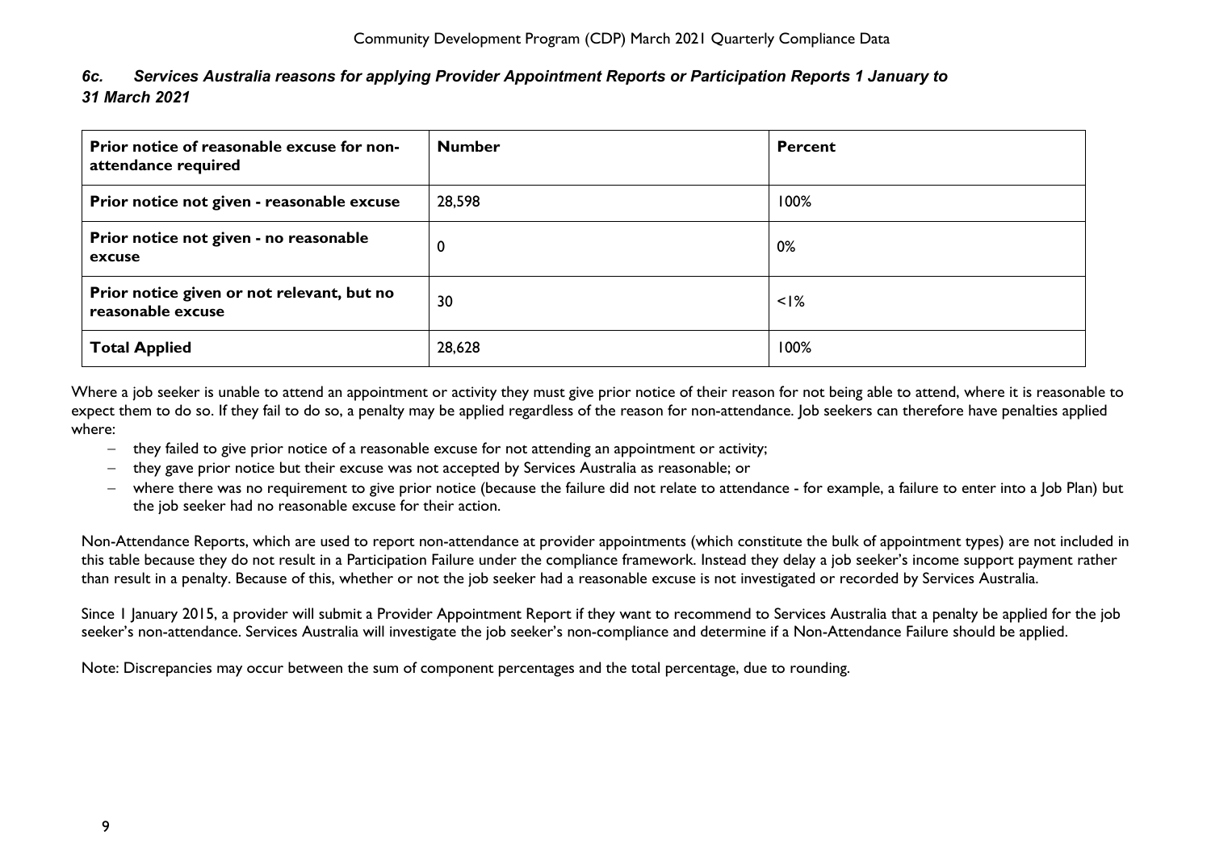### *6c. Services Australia reasons for applying Provider Appointment Reports or Participation Reports 1 January to 31 March 2021*

| Prior notice of reasonable excuse for non-attendance required | Number | Percent |
|---|---|---|
| Prior notice not given - reasonable excuse | 28,598 | 100% |
| Prior notice not given - no reasonable excuse | 0 | 0% |
| Prior notice given or not relevant, but no reasonable excuse | 30 | <1% |
| Total Applied | 28,628 | 100% |

Where a job seeker is unable to attend an appointment or activity they must give prior notice of their reason for not being able to attend, where it is reasonable to expect them to do so. If they fail to do so, a penalty may be applied regardless of the reason for non-attendance. Job seekers can therefore have penalties applied where:

- they failed to give prior notice of a reasonable excuse for not attending an appointment or activity;
- they gave prior notice but their excuse was not accepted by Services Australia as reasonable; or
- where there was no requirement to give prior notice (because the failure did not relate to attendance - for example, a failure to enter into a Job Plan) but the job seeker had no reasonable excuse for their action.

Non-Attendance Reports, which are used to report non-attendance at provider appointments (which constitute the bulk of appointment types) are not included in this table because they do not result in a Participation Failure under the compliance framework. Instead they delay a job seeker's income support payment rather than result in a penalty. Because of this, whether or not the job seeker had a reasonable excuse is not investigated or recorded by Services Australia.

Since 1 January 2015, a provider will submit a Provider Appointment Report if they want to recommend to Services Australia that a penalty be applied for the job seeker's non-attendance. Services Australia will investigate the job seeker's non-compliance and determine if a Non-Attendance Failure should be applied.

Note: Discrepancies may occur between the sum of component percentages and the total percentage, due to rounding.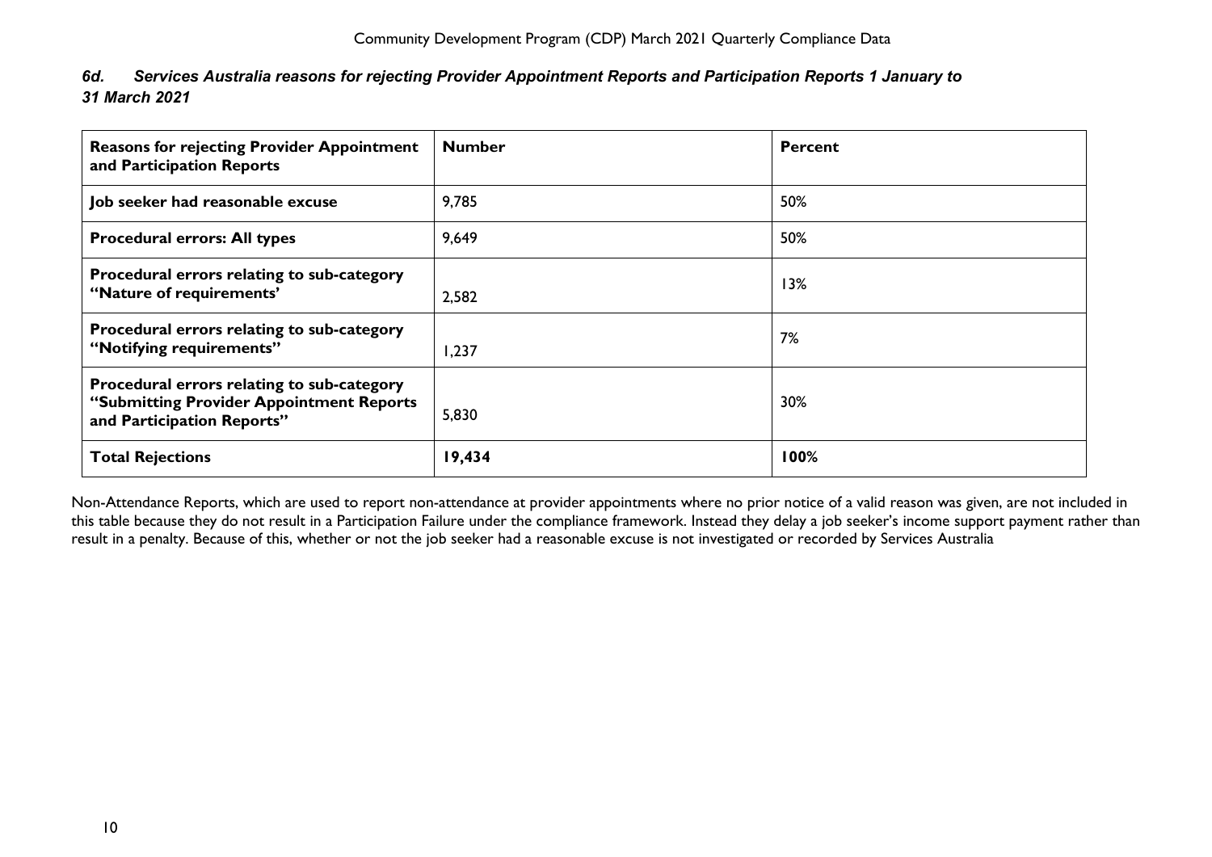### *6d. Services Australia reasons for rejecting Provider Appointment Reports and Participation Reports 1 January to 31 March 2021*

| **Reasons for rejecting Provider Appointment and Participation Reports** | **Number** | **Percent** |
|---|---|---|
| **Job seeker had reasonable excuse** | 9,785 | 50% |
| **Procedural errors: All types** | 9,649 | 50% |
| **Procedural errors relating to sub-category "Nature of requirements'** | 2,582 | 13% |
| **Procedural errors relating to sub-category "Notifying requirements"** | 1,237 | 7% |
| **Procedural errors relating to sub-category "Submitting Provider Appointment Reports and Participation Reports"** | 5,830 | 30% |
| **Total Rejections** | **19,434** | **100%** |

Non-Attendance Reports, which are used to report non-attendance at provider appointments where no prior notice of a valid reason was given, are not included in this table because they do not result in a Participation Failure under the compliance framework. Instead they delay a job seeker's income support payment rather than result in a penalty. Because of this, whether or not the job seeker had a reasonable excuse is not investigated or recorded by Services Australia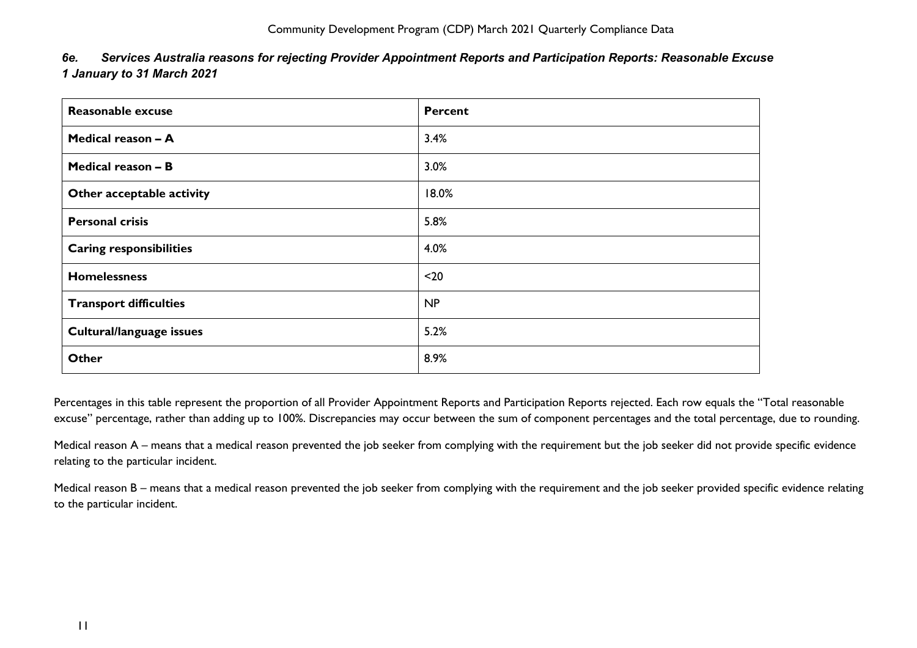### *6e. Services Australia reasons for rejecting Provider Appointment Reports and Participation Reports: Reasonable Excuse 1 January to 31 March 2021*

| Reasonable excuse | Percent |
|---|---|
| **Medical reason – A** | 3.4% |
| **Medical reason – B** | 3.0% |
| **Other acceptable activity** | 18.0% |
| **Personal crisis** | 5.8% |
| **Caring responsibilities** | 4.0% |
| **Homelessness** | <20 |
| **Transport difficulties** | NP |
| **Cultural/language issues** | 5.2% |
| **Other** | 8.9% |

Percentages in this table represent the proportion of all Provider Appointment Reports and Participation Reports rejected. Each row equals the "Total reasonable excuse" percentage, rather than adding up to 100%. Discrepancies may occur between the sum of component percentages and the total percentage, due to rounding.

Medical reason A – means that a medical reason prevented the job seeker from complying with the requirement but the job seeker did not provide specific evidence relating to the particular incident.

Medical reason B – means that a medical reason prevented the job seeker from complying with the requirement and the job seeker provided specific evidence relating to the particular incident.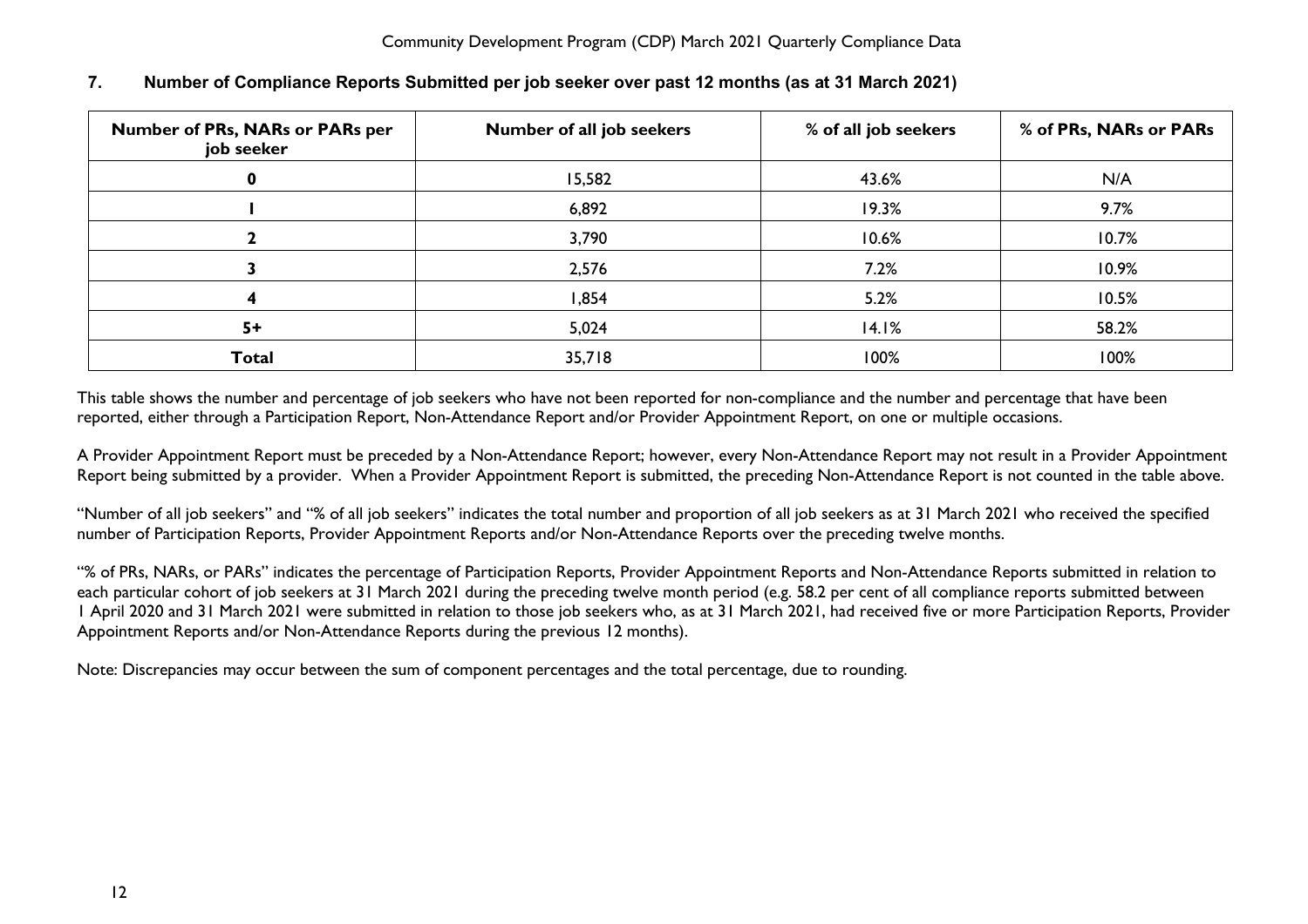## 7. Number of Compliance Reports Submitted per job seeker over past 12 months (as at 31 March 2021)

| Number of PRs, NARs or PARs per job seeker | Number of all job seekers | % of all job seekers | % of PRs, NARs or PARs |
|---|---|---|---|
| **0** | 15,582 | 43.6% | N/A |
| **1** | 6,892 | 19.3% | 9.7% |
| **2** | 3,790 | 10.6% | 10.7% |
| **3** | 2,576 | 7.2% | 10.9% |
| **4** | 1,854 | 5.2% | 10.5% |
| **5+** | 5,024 | 14.1% | 58.2% |
| **Total** | 35,718 | 100% | 100% |

This table shows the number and percentage of job seekers who have not been reported for non-compliance and the number and percentage that have been reported, either through a Participation Report, Non-Attendance Report and/or Provider Appointment Report, on one or multiple occasions.

A Provider Appointment Report must be preceded by a Non-Attendance Report; however, every Non-Attendance Report may not result in a Provider Appointment Report being submitted by a provider. When a Provider Appointment Report is submitted, the preceding Non-Attendance Report is not counted in the table above.

"Number of all job seekers" and "% of all job seekers" indicates the total number and proportion of all job seekers as at 31 March 2021 who received the specified number of Participation Reports, Provider Appointment Reports and/or Non-Attendance Reports over the preceding twelve months.

"% of PRs, NARs, or PARs" indicates the percentage of Participation Reports, Provider Appointment Reports and Non-Attendance Reports submitted in relation to each particular cohort of job seekers at 31 March 2021 during the preceding twelve month period (e.g. 58.2 per cent of all compliance reports submitted between 1 April 2020 and 31 March 2021 were submitted in relation to those job seekers who, as at 31 March 2021, had received five or more Participation Reports, Provider Appointment Reports and/or Non-Attendance Reports during the previous 12 months).

Note: Discrepancies may occur between the sum of component percentages and the total percentage, due to rounding.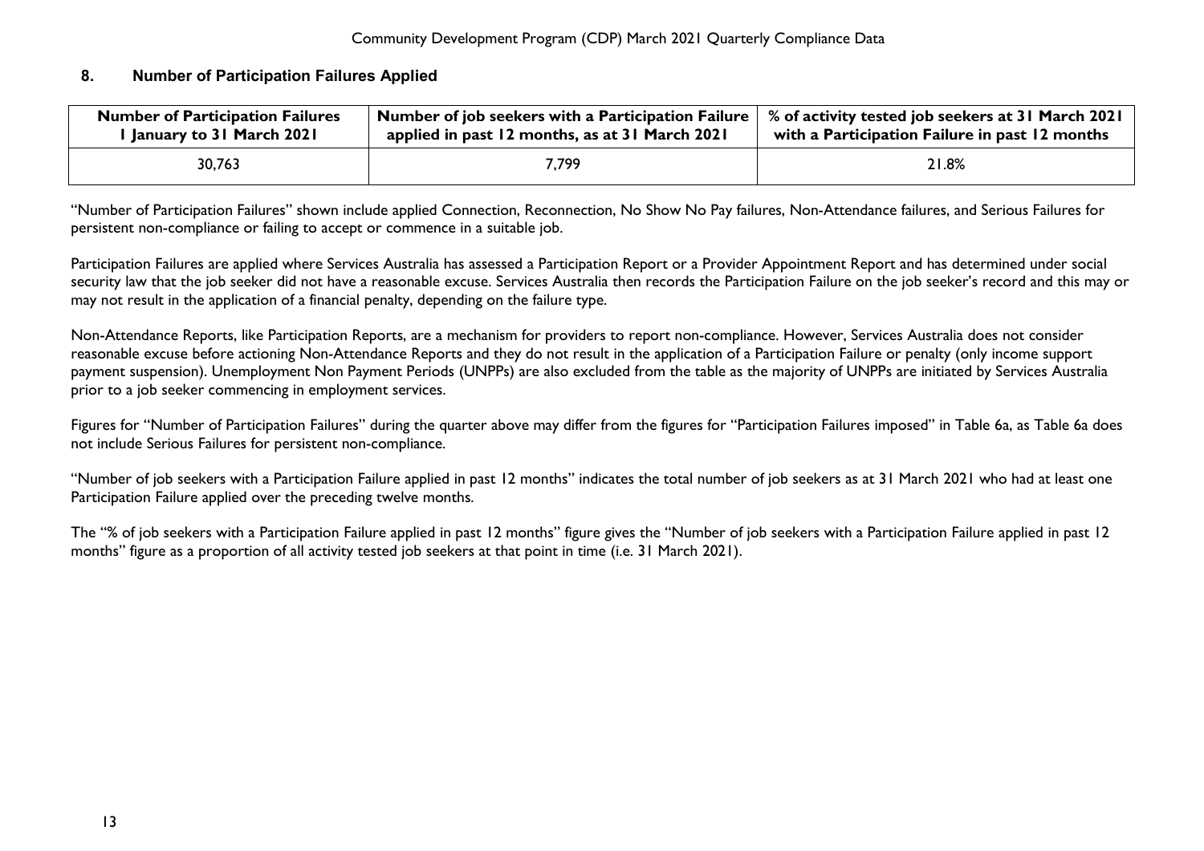## 8. Number of Participation Failures Applied

| Number of Participation Failures 1 January to 31 March 2021 | Number of job seekers with a Participation Failure applied in past 12 months, as at 31 March 2021 | % of activity tested job seekers at 31 March 2021 with a Participation Failure in past 12 months |
|---|---|---|
| 30,763 | 7,799 | 21.8% |

"Number of Participation Failures" shown include applied Connection, Reconnection, No Show No Pay failures, Non-Attendance failures, and Serious Failures for persistent non-compliance or failing to accept or commence in a suitable job.

Participation Failures are applied where Services Australia has assessed a Participation Report or a Provider Appointment Report and has determined under social security law that the job seeker did not have a reasonable excuse. Services Australia then records the Participation Failure on the job seeker's record and this may or may not result in the application of a financial penalty, depending on the failure type.

Non-Attendance Reports, like Participation Reports, are a mechanism for providers to report non-compliance. However, Services Australia does not consider reasonable excuse before actioning Non-Attendance Reports and they do not result in the application of a Participation Failure or penalty (only income support payment suspension). Unemployment Non Payment Periods (UNPPs) are also excluded from the table as the majority of UNPPs are initiated by Services Australia prior to a job seeker commencing in employment services.

Figures for "Number of Participation Failures" during the quarter above may differ from the figures for "Participation Failures imposed" in Table 6a, as Table 6a does not include Serious Failures for persistent non-compliance.

"Number of job seekers with a Participation Failure applied in past 12 months" indicates the total number of job seekers as at 31 March 2021 who had at least one Participation Failure applied over the preceding twelve months.

The "% of job seekers with a Participation Failure applied in past 12 months" figure gives the "Number of job seekers with a Participation Failure applied in past 12 months" figure as a proportion of all activity tested job seekers at that point in time (i.e. 31 March 2021).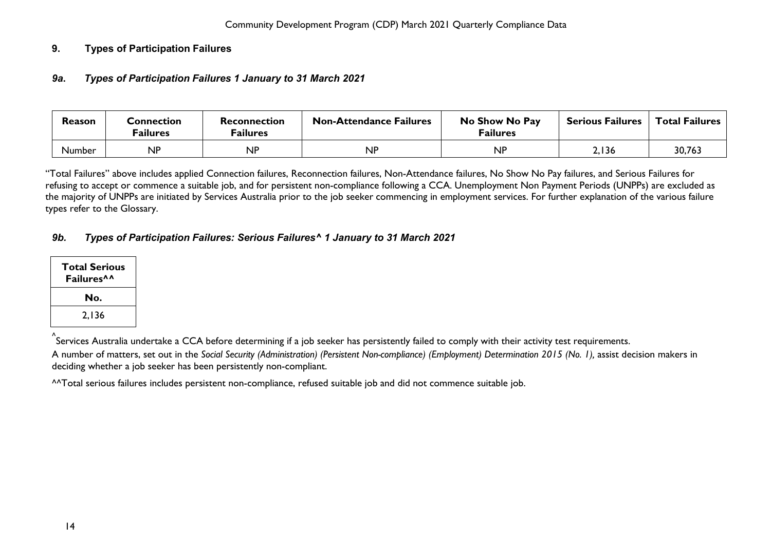## 9. Types of Participation Failures

### *9a. Types of Participation Failures 1 January to 31 March 2021*

| Reason | Connection Failures | Reconnection Failures | Non-Attendance Failures | No Show No Pay Failures | Serious Failures | Total Failures |
|---|---|---|---|---|---|---|
| Number | NP | NP | NP | NP | 2,136 | 30,763 |

"Total Failures" above includes applied Connection failures, Reconnection failures, Non-Attendance failures, No Show No Pay failures, and Serious Failures for refusing to accept or commence a suitable job, and for persistent non-compliance following a CCA. Unemployment Non Payment Periods (UNPPs) are excluded as the majority of UNPPs are initiated by Services Australia prior to the job seeker commencing in employment services. For further explanation of the various failure types refer to the Glossary.

### *9b. Types of Participation Failures: Serious Failures^ 1 January to 31 March 2021*

| Total Serious Failures^^ |
|---|
| No. |
| 2,136 |

^Services Australia undertake a CCA before determining if a job seeker has persistently failed to comply with their activity test requirements.

A number of matters, set out in the *Social Security (Administration) (Persistent Non-compliance) (Employment) Determination 2015 (No. 1),* assist decision makers in deciding whether a job seeker has been persistently non-compliant.

^^Total serious failures includes persistent non-compliance, refused suitable job and did not commence suitable job.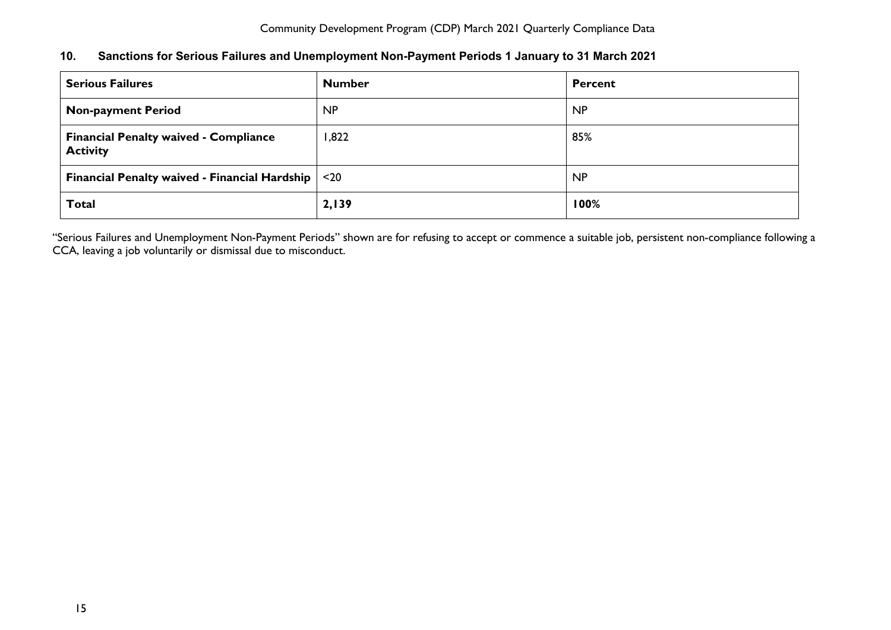## 10. Sanctions for Serious Failures and Unemployment Non-Payment Periods 1 January to 31 March 2021

| Serious Failures | Number | Percent |
|---|---|---|
| **Non-payment Period** | NP | NP |
| **Financial Penalty waived - Compliance Activity** | 1,822 | 85% |
| **Financial Penalty waived - Financial Hardship** | <20 | NP |
| **Total** | **2,139** | **100%** |

"Serious Failures and Unemployment Non-Payment Periods" shown are for refusing to accept or commence a suitable job, persistent non-compliance following a CCA, leaving a job voluntarily or dismissal due to misconduct.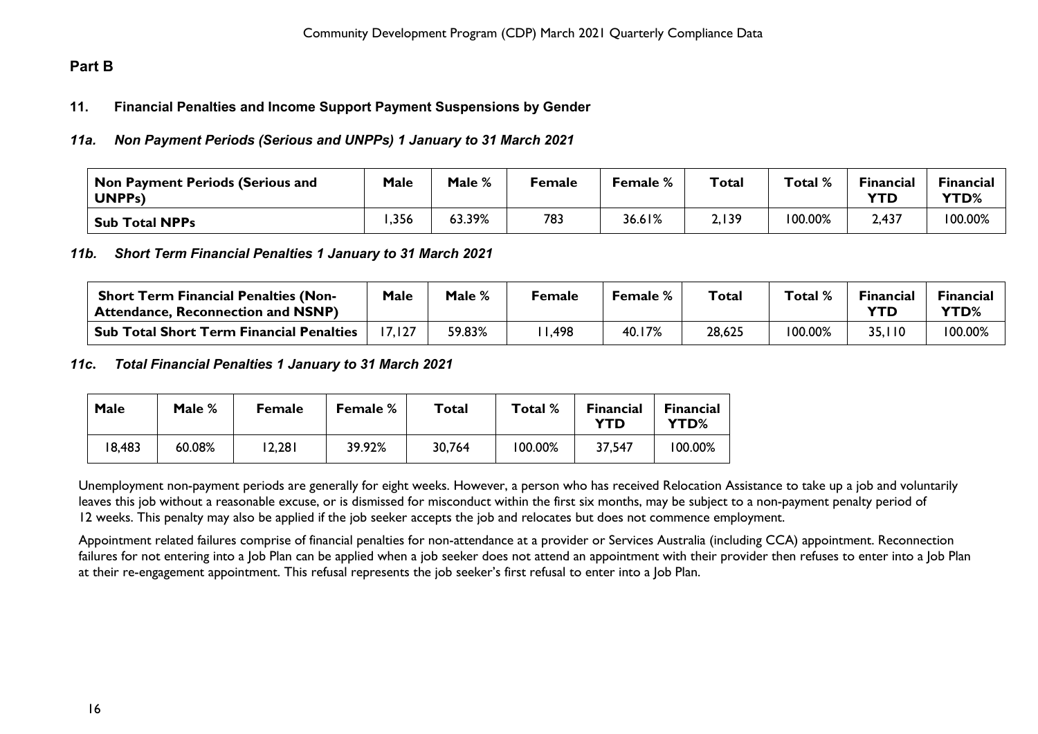## Part B

### 11. Financial Penalties and Income Support Payment Suspensions by Gender

#### *11a. Non Payment Periods (Serious and UNPPs) 1 January to 31 March 2021*

| Non Payment Periods (Serious and UNPPs) | Male | Male % | Female | Female % | Total | Total % | Financial YTD | Financial YTD% |
|---|---|---|---|---|---|---|---|---|
| **Sub Total NPPs** | 1,356 | 63.39% | 783 | 36.61% | 2,139 | 100.00% | 2,437 | 100.00% |

#### *11b. Short Term Financial Penalties 1 January to 31 March 2021*

| Short Term Financial Penalties (Non-Attendance, Reconnection and NSNP) | Male | Male % | Female | Female % | Total | Total % | Financial YTD | Financial YTD% |
|---|---|---|---|---|---|---|---|---|
| **Sub Total Short Term Financial Penalties** | 17,127 | 59.83% | 11,498 | 40.17% | 28,625 | 100.00% | 35,110 | 100.00% |

#### *11c. Total Financial Penalties 1 January to 31 March 2021*

| Male | Male % | Female | Female % | Total | Total % | Financial YTD | Financial YTD% |
|---|---|---|---|---|---|---|---|
| 18,483 | 60.08% | 12,281 | 39.92% | 30,764 | 100.00% | 37,547 | 100.00% |

Unemployment non-payment periods are generally for eight weeks. However, a person who has received Relocation Assistance to take up a job and voluntarily leaves this job without a reasonable excuse, or is dismissed for misconduct within the first six months, may be subject to a non-payment penalty period of 12 weeks. This penalty may also be applied if the job seeker accepts the job and relocates but does not commence employment.

Appointment related failures comprise of financial penalties for non-attendance at a provider or Services Australia (including CCA) appointment. Reconnection failures for not entering into a Job Plan can be applied when a job seeker does not attend an appointment with their provider then refuses to enter into a Job Plan at their re-engagement appointment. This refusal represents the job seeker's first refusal to enter into a Job Plan.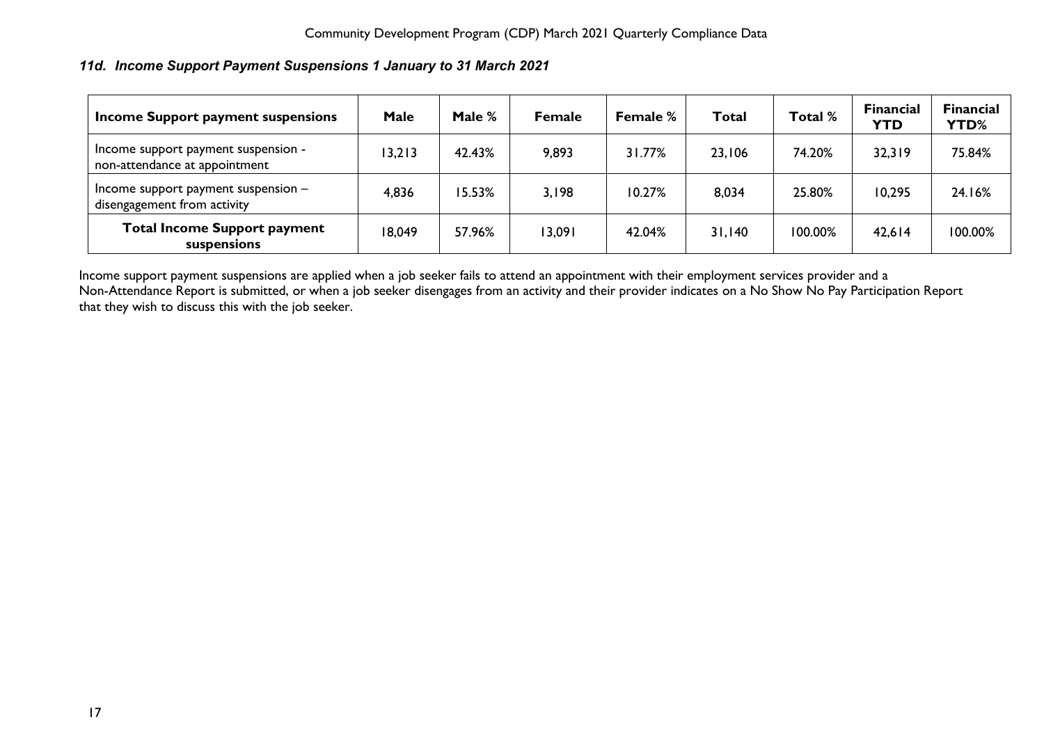### *11d. Income Support Payment Suspensions 1 January to 31 March 2021*

| Income Support payment suspensions | Male | Male % | Female | Female % | Total | Total % | Financial YTD | Financial YTD% |
|---|---|---|---|---|---|---|---|---|
| Income support payment suspension - non-attendance at appointment | 13,213 | 42.43% | 9,893 | 31.77% | 23,106 | 74.20% | 32,319 | 75.84% |
| Income support payment suspension – disengagement from activity | 4,836 | 15.53% | 3,198 | 10.27% | 8,034 | 25.80% | 10,295 | 24.16% |
| **Total Income Support payment suspensions** | 18,049 | 57.96% | 13,091 | 42.04% | 31,140 | 100.00% | 42,614 | 100.00% |

Income support payment suspensions are applied when a job seeker fails to attend an appointment with their employment services provider and a Non-Attendance Report is submitted, or when a job seeker disengages from an activity and their provider indicates on a No Show No Pay Participation Report that they wish to discuss this with the job seeker.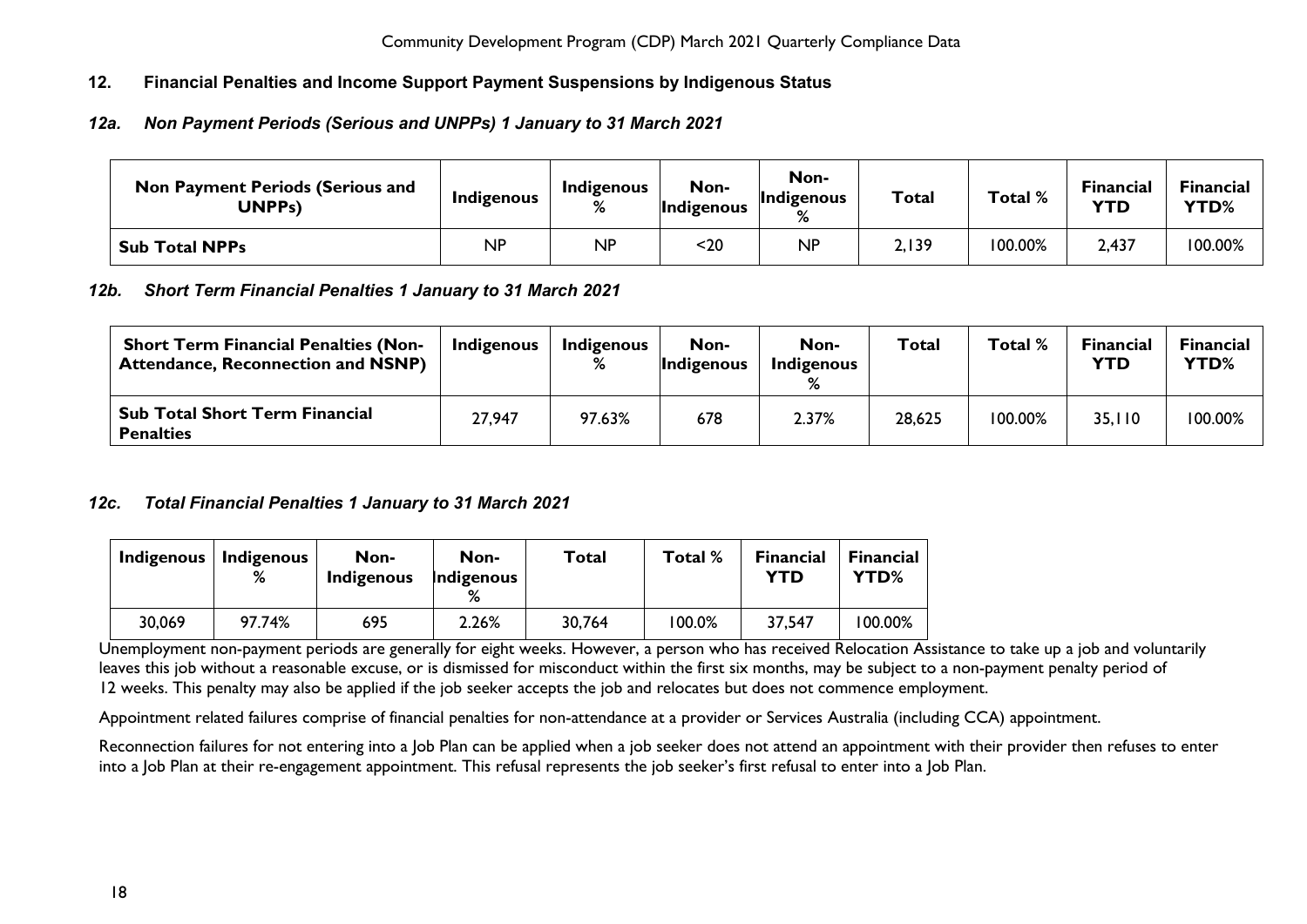## 12. Financial Penalties and Income Support Payment Suspensions by Indigenous Status

### *12a. Non Payment Periods (Serious and UNPPs) 1 January to 31 March 2021*

| Non Payment Periods (Serious and UNPPs) | Indigenous | Indigenous % | Non-Indigenous | Non-Indigenous % | Total | Total % | Financial YTD | Financial YTD% |
|---|---|---|---|---|---|---|---|---|
| **Sub Total NPPs** | NP | NP | <20 | NP | 2,139 | 100.00% | 2,437 | 100.00% |

### *12b. Short Term Financial Penalties 1 January to 31 March 2021*

| Short Term Financial Penalties (Non-Attendance, Reconnection and NSNP) | Indigenous | Indigenous % | Non-Indigenous | Non-Indigenous % | Total | Total % | Financial YTD | Financial YTD% |
|---|---|---|---|---|---|---|---|---|
| **Sub Total Short Term Financial Penalties** | 27,947 | 97.63% | 678 | 2.37% | 28,625 | 100.00% | 35,110 | 100.00% |

### *12c. Total Financial Penalties 1 January to 31 March 2021*

| Indigenous | Indigenous % | Non-Indigenous | Non-Indigenous % | Total | Total % | Financial YTD | Financial YTD% |
|---|---|---|---|---|---|---|---|
| 30,069 | 97.74% | 695 | 2.26% | 30,764 | 100.0% | 37,547 | 100.00% |

Unemployment non-payment periods are generally for eight weeks. However, a person who has received Relocation Assistance to take up a job and voluntarily leaves this job without a reasonable excuse, or is dismissed for misconduct within the first six months, may be subject to a non-payment penalty period of 12 weeks. This penalty may also be applied if the job seeker accepts the job and relocates but does not commence employment.

Appointment related failures comprise of financial penalties for non-attendance at a provider or Services Australia (including CCA) appointment.

Reconnection failures for not entering into a Job Plan can be applied when a job seeker does not attend an appointment with their provider then refuses to enter into a Job Plan at their re-engagement appointment. This refusal represents the job seeker's first refusal to enter into a Job Plan.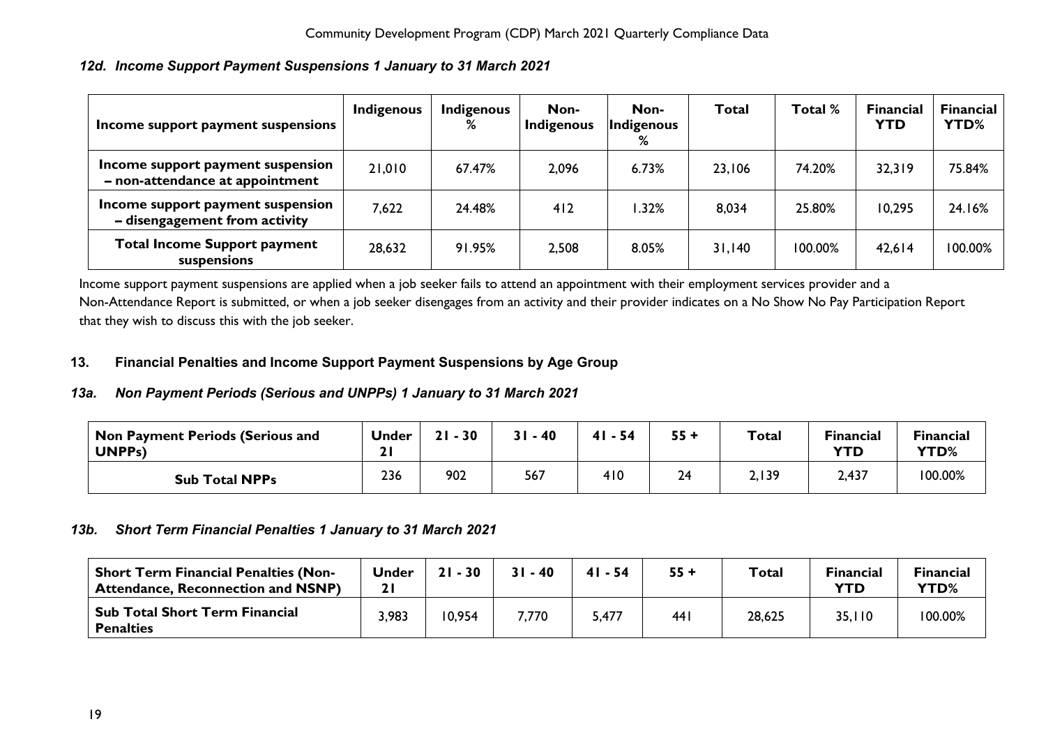### 12d. Income Support Payment Suspensions 1 January to 31 March 2021

| Income support payment suspensions | Indigenous | Indigenous % | Non-Indigenous | Non-Indigenous % | Total | Total % | Financial YTD | Financial YTD% |
|---|---|---|---|---|---|---|---|---|
| Income support payment suspension – non-attendance at appointment | 21,010 | 67.47% | 2,096 | 6.73% | 23,106 | 74.20% | 32,319 | 75.84% |
| Income support payment suspension – disengagement from activity | 7,622 | 24.48% | 412 | 1.32% | 8,034 | 25.80% | 10,295 | 24.16% |
| **Total Income Support payment suspensions** | 28,632 | 91.95% | 2,508 | 8.05% | 31,140 | 100.00% | 42,614 | 100.00% |

Income support payment suspensions are applied when a job seeker fails to attend an appointment with their employment services provider and a Non-Attendance Report is submitted, or when a job seeker disengages from an activity and their provider indicates on a No Show No Pay Participation Report that they wish to discuss this with the job seeker.

## 13. Financial Penalties and Income Support Payment Suspensions by Age Group

### 13a. Non Payment Periods (Serious and UNPPs) 1 January to 31 March 2021

| Non Payment Periods (Serious and UNPPs) | Under 21 | 21 - 30 | 31 - 40 | 41 - 54 | 55 + | Total | Financial YTD | Financial YTD% |
|---|---|---|---|---|---|---|---|---|
| **Sub Total NPPs** | 236 | 902 | 567 | 410 | 24 | 2,139 | 2,437 | 100.00% |

### 13b. Short Term Financial Penalties 1 January to 31 March 2021

| Short Term Financial Penalties (Non-Attendance, Reconnection and NSNP) | Under 21 | 21 - 30 | 31 - 40 | 41 - 54 | 55 + | Total | Financial YTD | Financial YTD% |
|---|---|---|---|---|---|---|---|---|
| **Sub Total Short Term Financial Penalties** | 3,983 | 10,954 | 7,770 | 5,477 | 441 | 28,625 | 35,110 | 100.00% |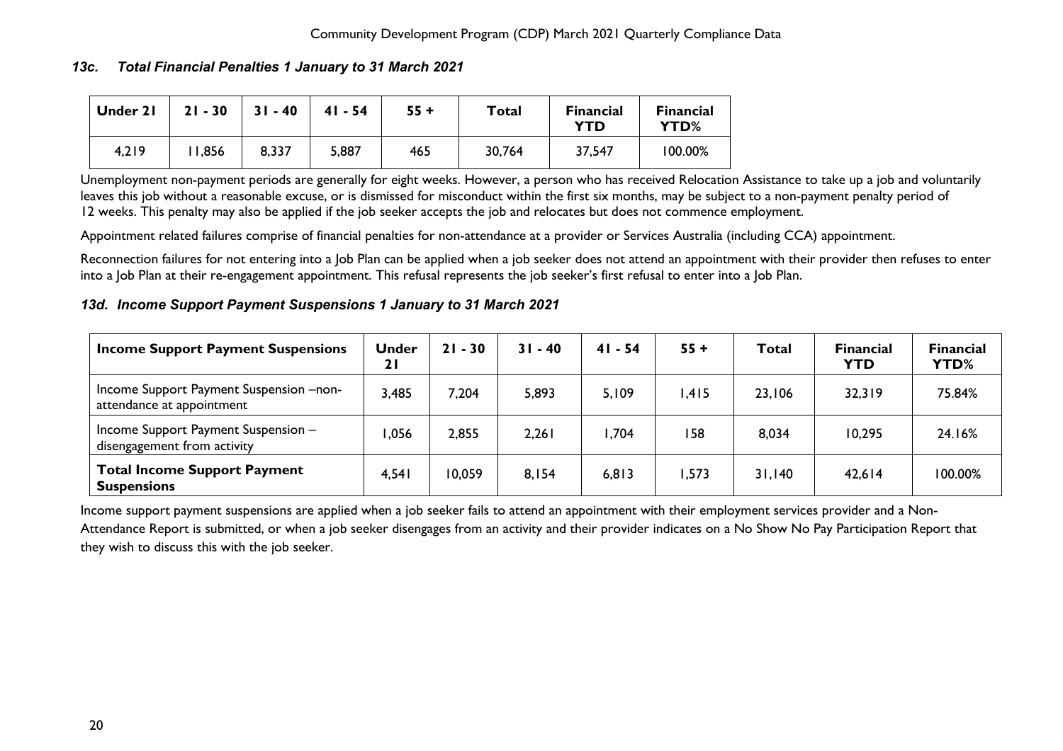### *13c. Total Financial Penalties 1 January to 31 March 2021*

| Under 21 | 21 - 30 | 31 - 40 | 41 - 54 | 55 + | Total | Financial YTD | Financial YTD% |
|---|---|---|---|---|---|---|---|
| 4,219 | 11,856 | 8,337 | 5,887 | 465 | 30,764 | 37,547 | 100.00% |

Unemployment non-payment periods are generally for eight weeks. However, a person who has received Relocation Assistance to take up a job and voluntarily leaves this job without a reasonable excuse, or is dismissed for misconduct within the first six months, may be subject to a non-payment penalty period of 12 weeks. This penalty may also be applied if the job seeker accepts the job and relocates but does not commence employment.

Appointment related failures comprise of financial penalties for non-attendance at a provider or Services Australia (including CCA) appointment.

Reconnection failures for not entering into a Job Plan can be applied when a job seeker does not attend an appointment with their provider then refuses to enter into a Job Plan at their re-engagement appointment. This refusal represents the job seeker's first refusal to enter into a Job Plan.

### *13d. Income Support Payment Suspensions 1 January to 31 March 2021*

| Income Support Payment Suspensions | Under 21 | 21 - 30 | 31 - 40 | 41 - 54 | 55 + | Total | Financial YTD | Financial YTD% |
|---|---|---|---|---|---|---|---|---|
| Income Support Payment Suspension –non-attendance at appointment | 3,485 | 7,204 | 5,893 | 5,109 | 1,415 | 23,106 | 32,319 | 75.84% |
| Income Support Payment Suspension – disengagement from activity | 1,056 | 2,855 | 2,261 | 1,704 | 158 | 8,034 | 10,295 | 24.16% |
| **Total Income Support Payment Suspensions** | 4,541 | 10,059 | 8,154 | 6,813 | 1,573 | 31,140 | 42,614 | 100.00% |

Income support payment suspensions are applied when a job seeker fails to attend an appointment with their employment services provider and a Non-Attendance Report is submitted, or when a job seeker disengages from an activity and their provider indicates on a No Show No Pay Participation Report that they wish to discuss this with the job seeker.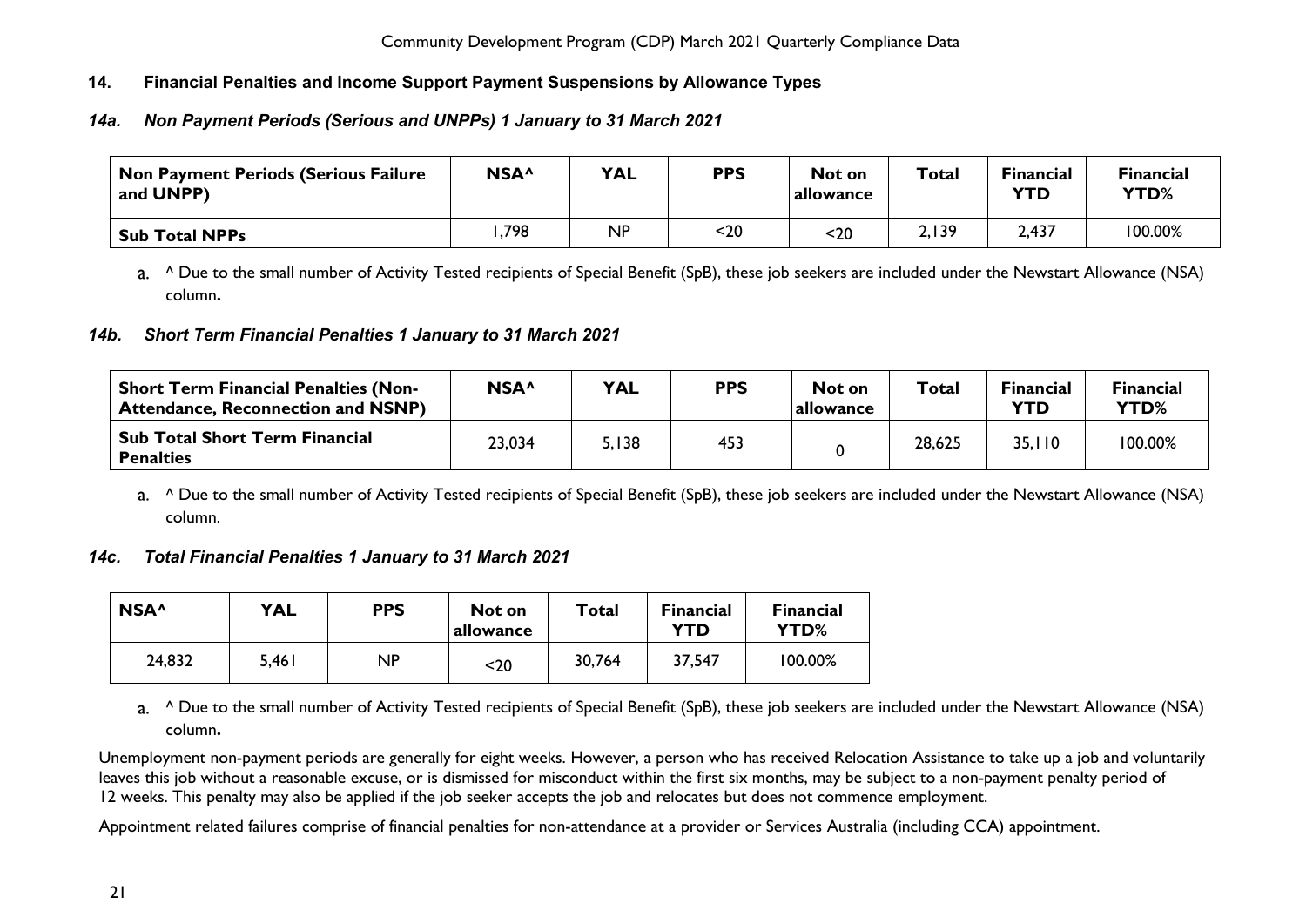## 14. Financial Penalties and Income Support Payment Suspensions by Allowance Types

### *14a. Non Payment Periods (Serious and UNPPs) 1 January to 31 March 2021*

| Non Payment Periods (Serious Failure and UNPP) | NSA^ | YAL | PPS | Not on allowance | Total | Financial YTD | Financial YTD% |
|---|---|---|---|---|---|---|---|
| **Sub Total NPPs** | 1,798 | NP | <20 | <20 | 2,139 | 2,437 | 100.00% |

a. ^ Due to the small number of Activity Tested recipients of Special Benefit (SpB), these job seekers are included under the Newstart Allowance (NSA) column**.**

### *14b. Short Term Financial Penalties 1 January to 31 March 2021*

| Short Term Financial Penalties (Non-Attendance, Reconnection and NSNP) | NSA^ | YAL | PPS | Not on allowance | Total | Financial YTD | Financial YTD% |
|---|---|---|---|---|---|---|---|
| **Sub Total Short Term Financial Penalties** | 23,034 | 5,138 | 453 | 0 | 28,625 | 35,110 | 100.00% |

a. ^ Due to the small number of Activity Tested recipients of Special Benefit (SpB), these job seekers are included under the Newstart Allowance (NSA) column.

### *14c. Total Financial Penalties 1 January to 31 March 2021*

| NSA^ | YAL | PPS | Not on allowance | Total | Financial YTD | Financial YTD% |
|---|---|---|---|---|---|---|
| 24,832 | 5,461 | NP | <20 | 30,764 | 37,547 | 100.00% |

a. ^ Due to the small number of Activity Tested recipients of Special Benefit (SpB), these job seekers are included under the Newstart Allowance (NSA) column**.**

Unemployment non-payment periods are generally for eight weeks. However, a person who has received Relocation Assistance to take up a job and voluntarily leaves this job without a reasonable excuse, or is dismissed for misconduct within the first six months, may be subject to a non-payment penalty period of 12 weeks. This penalty may also be applied if the job seeker accepts the job and relocates but does not commence employment.

Appointment related failures comprise of financial penalties for non-attendance at a provider or Services Australia (including CCA) appointment.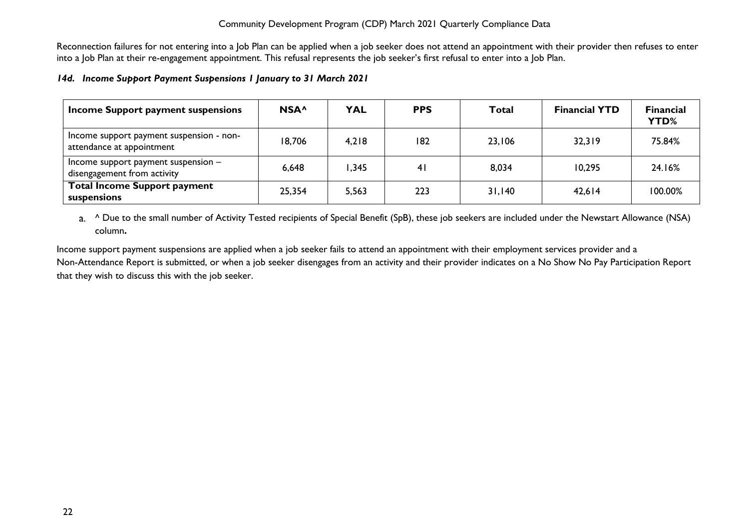Reconnection failures for not entering into a Job Plan can be applied when a job seeker does not attend an appointment with their provider then refuses to enter into a Job Plan at their re-engagement appointment. This refusal represents the job seeker's first refusal to enter into a Job Plan.

### *14d. Income Support Payment Suspensions 1 January to 31 March 2021*

| Income Support payment suspensions | NSA^ | YAL | PPS | Total | Financial YTD | Financial YTD% |
|---|---|---|---|---|---|---|
| Income support payment suspension - non-attendance at appointment | 18,706 | 4,218 | 182 | 23,106 | 32,319 | 75.84% |
| Income support payment suspension – disengagement from activity | 6,648 | 1,345 | 41 | 8,034 | 10,295 | 24.16% |
| **Total Income Support payment suspensions** | 25,354 | 5,563 | 223 | 31,140 | 42,614 | 100.00% |

a. ^ Due to the small number of Activity Tested recipients of Special Benefit (SpB), these job seekers are included under the Newstart Allowance (NSA) column**.**

Income support payment suspensions are applied when a job seeker fails to attend an appointment with their employment services provider and a Non-Attendance Report is submitted, or when a job seeker disengages from an activity and their provider indicates on a No Show No Pay Participation Report that they wish to discuss this with the job seeker.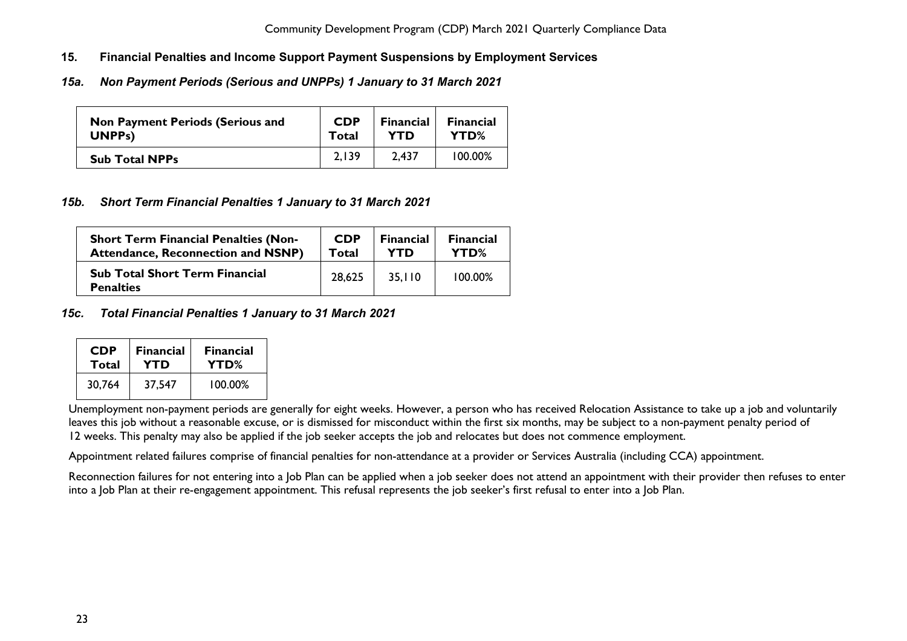## 15. Financial Penalties and Income Support Payment Suspensions by Employment Services

### *15a. Non Payment Periods (Serious and UNPPs) 1 January to 31 March 2021*

| Non Payment Periods (Serious and UNPPs) | CDP Total | Financial YTD | Financial YTD% |
|---|---|---|---|
| **Sub Total NPPs** | 2,139 | 2,437 | 100.00% |

### *15b. Short Term Financial Penalties 1 January to 31 March 2021*

| Short Term Financial Penalties (Non-Attendance, Reconnection and NSNP) | CDP Total | Financial YTD | Financial YTD% |
|---|---|---|---|
| **Sub Total Short Term Financial Penalties** | 28,625 | 35,110 | 100.00% |

### *15c. Total Financial Penalties 1 January to 31 March 2021*

| CDP Total | Financial YTD | Financial YTD% |
|---|---|---|
| 30,764 | 37,547 | 100.00% |

Unemployment non-payment periods are generally for eight weeks. However, a person who has received Relocation Assistance to take up a job and voluntarily leaves this job without a reasonable excuse, or is dismissed for misconduct within the first six months, may be subject to a non-payment penalty period of 12 weeks. This penalty may also be applied if the job seeker accepts the job and relocates but does not commence employment.

Appointment related failures comprise of financial penalties for non-attendance at a provider or Services Australia (including CCA) appointment.

Reconnection failures for not entering into a Job Plan can be applied when a job seeker does not attend an appointment with their provider then refuses to enter into a Job Plan at their re-engagement appointment. This refusal represents the job seeker's first refusal to enter into a Job Plan.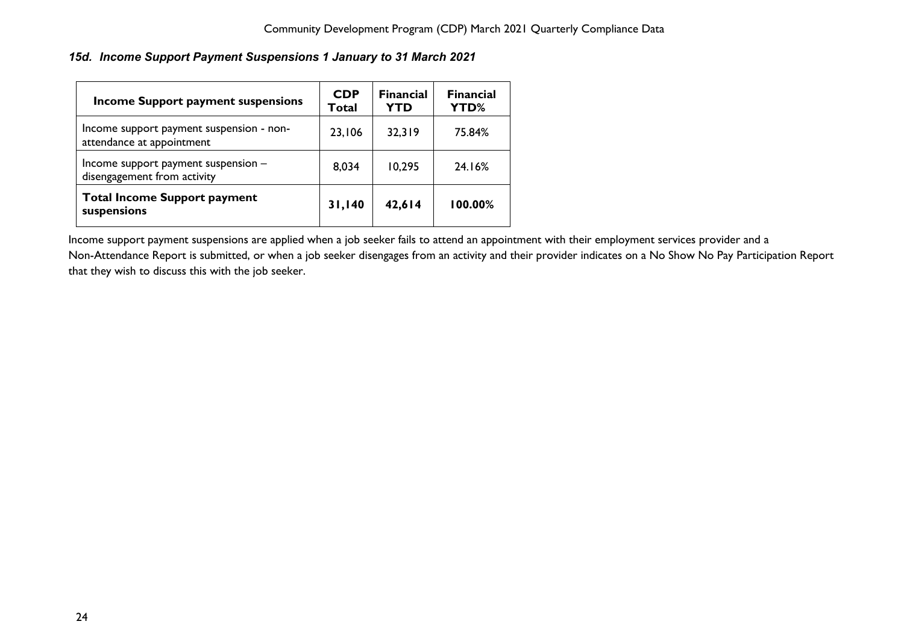### *15d. Income Support Payment Suspensions 1 January to 31 March 2021*

| Income Support payment suspensions | CDP Total | Financial YTD | Financial YTD% |
|---|---|---|---|
| Income support payment suspension - non-attendance at appointment | 23,106 | 32,319 | 75.84% |
| Income support payment suspension – disengagement from activity | 8,034 | 10,295 | 24.16% |
| **Total Income Support payment suspensions** | **31,140** | **42,614** | **100.00%** |

Income support payment suspensions are applied when a job seeker fails to attend an appointment with their employment services provider and a Non-Attendance Report is submitted, or when a job seeker disengages from an activity and their provider indicates on a No Show No Pay Participation Report that they wish to discuss this with the job seeker.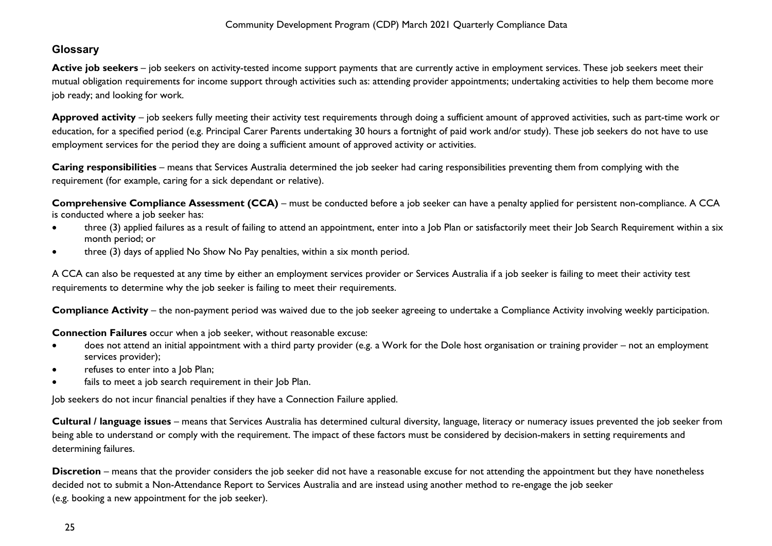## Glossary

**Active job seekers** – job seekers on activity-tested income support payments that are currently active in employment services. These job seekers meet their mutual obligation requirements for income support through activities such as: attending provider appointments; undertaking activities to help them become more job ready; and looking for work.

**Approved activity** – job seekers fully meeting their activity test requirements through doing a sufficient amount of approved activities, such as part-time work or education, for a specified period (e.g. Principal Carer Parents undertaking 30 hours a fortnight of paid work and/or study). These job seekers do not have to use employment services for the period they are doing a sufficient amount of approved activity or activities.

**Caring responsibilities** – means that Services Australia determined the job seeker had caring responsibilities preventing them from complying with the requirement (for example, caring for a sick dependant or relative).

**Comprehensive Compliance Assessment (CCA)** – must be conducted before a job seeker can have a penalty applied for persistent non-compliance. A CCA is conducted where a job seeker has:

- three (3) applied failures as a result of failing to attend an appointment, enter into a Job Plan or satisfactorily meet their Job Search Requirement within a six month period; or
- three (3) days of applied No Show No Pay penalties, within a six month period.

A CCA can also be requested at any time by either an employment services provider or Services Australia if a job seeker is failing to meet their activity test requirements to determine why the job seeker is failing to meet their requirements.

**Compliance Activity** – the non-payment period was waived due to the job seeker agreeing to undertake a Compliance Activity involving weekly participation.

**Connection Failures** occur when a job seeker, without reasonable excuse:

- does not attend an initial appointment with a third party provider (e.g. a Work for the Dole host organisation or training provider – not an employment services provider);
- refuses to enter into a Job Plan;
- fails to meet a job search requirement in their Job Plan.

Job seekers do not incur financial penalties if they have a Connection Failure applied.

**Cultural / language issues** – means that Services Australia has determined cultural diversity, language, literacy or numeracy issues prevented the job seeker from being able to understand or comply with the requirement. The impact of these factors must be considered by decision-makers in setting requirements and determining failures.

**Discretion** – means that the provider considers the job seeker did not have a reasonable excuse for not attending the appointment but they have nonetheless decided not to submit a Non-Attendance Report to Services Australia and are instead using another method to re-engage the job seeker (e.g. booking a new appointment for the job seeker).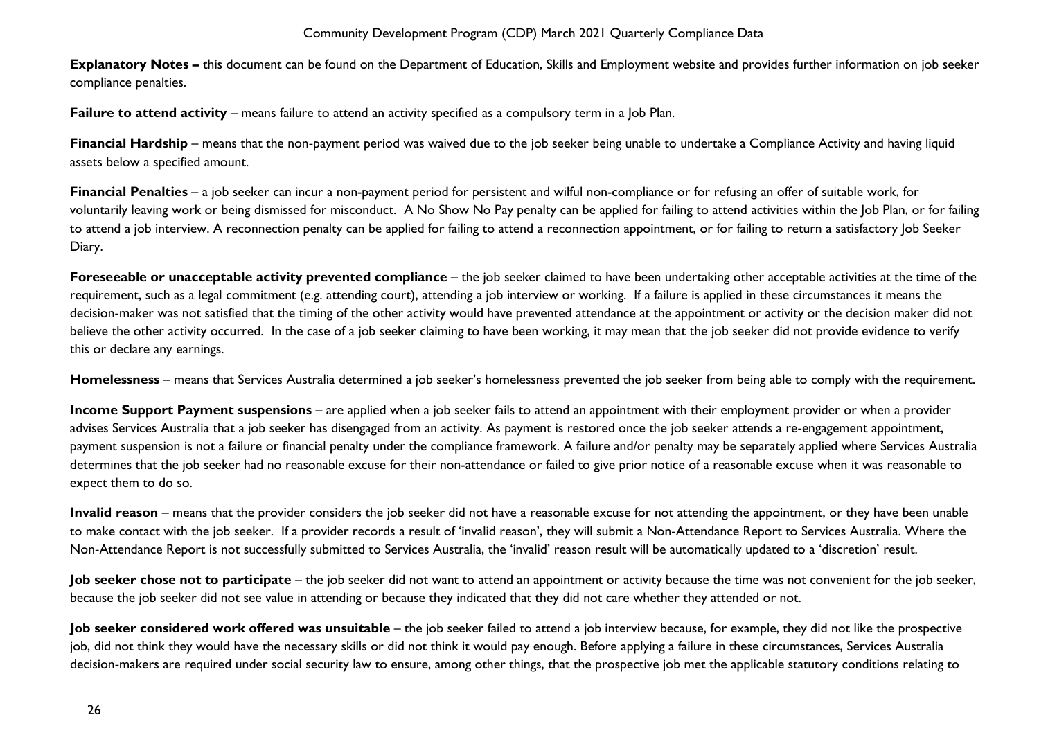**Explanatory Notes –** this document can be found on the Department of Education, Skills and Employment website and provides further information on job seeker compliance penalties.

**Failure to attend activity** – means failure to attend an activity specified as a compulsory term in a Job Plan.

**Financial Hardship** – means that the non-payment period was waived due to the job seeker being unable to undertake a Compliance Activity and having liquid assets below a specified amount.

**Financial Penalties** – a job seeker can incur a non-payment period for persistent and wilful non-compliance or for refusing an offer of suitable work, for voluntarily leaving work or being dismissed for misconduct. A No Show No Pay penalty can be applied for failing to attend activities within the Job Plan, or for failing to attend a job interview. A reconnection penalty can be applied for failing to attend a reconnection appointment, or for failing to return a satisfactory Job Seeker Diary.

**Foreseeable or unacceptable activity prevented compliance** – the job seeker claimed to have been undertaking other acceptable activities at the time of the requirement, such as a legal commitment (e.g. attending court), attending a job interview or working. If a failure is applied in these circumstances it means the decision-maker was not satisfied that the timing of the other activity would have prevented attendance at the appointment or activity or the decision maker did not believe the other activity occurred. In the case of a job seeker claiming to have been working, it may mean that the job seeker did not provide evidence to verify this or declare any earnings.

**Homelessness** – means that Services Australia determined a job seeker's homelessness prevented the job seeker from being able to comply with the requirement.

**Income Support Payment suspensions** – are applied when a job seeker fails to attend an appointment with their employment provider or when a provider advises Services Australia that a job seeker has disengaged from an activity. As payment is restored once the job seeker attends a re-engagement appointment, payment suspension is not a failure or financial penalty under the compliance framework. A failure and/or penalty may be separately applied where Services Australia determines that the job seeker had no reasonable excuse for their non-attendance or failed to give prior notice of a reasonable excuse when it was reasonable to expect them to do so.

**Invalid reason** – means that the provider considers the job seeker did not have a reasonable excuse for not attending the appointment, or they have been unable to make contact with the job seeker. If a provider records a result of 'invalid reason', they will submit a Non-Attendance Report to Services Australia. Where the Non-Attendance Report is not successfully submitted to Services Australia, the 'invalid' reason result will be automatically updated to a 'discretion' result.

**Job seeker chose not to participate** – the job seeker did not want to attend an appointment or activity because the time was not convenient for the job seeker, because the job seeker did not see value in attending or because they indicated that they did not care whether they attended or not.

**Job seeker considered work offered was unsuitable** – the job seeker failed to attend a job interview because, for example, they did not like the prospective job, did not think they would have the necessary skills or did not think it would pay enough. Before applying a failure in these circumstances, Services Australia decision-makers are required under social security law to ensure, among other things, that the prospective job met the applicable statutory conditions relating to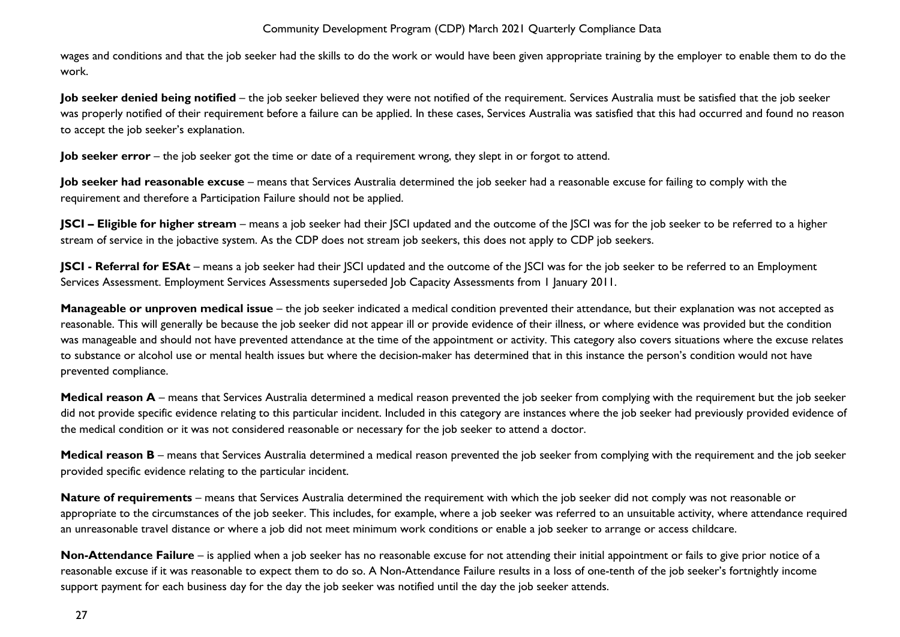wages and conditions and that the job seeker had the skills to do the work or would have been given appropriate training by the employer to enable them to do the work.

**Job seeker denied being notified** – the job seeker believed they were not notified of the requirement. Services Australia must be satisfied that the job seeker was properly notified of their requirement before a failure can be applied. In these cases, Services Australia was satisfied that this had occurred and found no reason to accept the job seeker's explanation.

**Job seeker error** – the job seeker got the time or date of a requirement wrong, they slept in or forgot to attend.

**Job seeker had reasonable excuse** – means that Services Australia determined the job seeker had a reasonable excuse for failing to comply with the requirement and therefore a Participation Failure should not be applied.

**JSCI – Eligible for higher stream** – means a job seeker had their JSCI updated and the outcome of the JSCI was for the job seeker to be referred to a higher stream of service in the jobactive system. As the CDP does not stream job seekers, this does not apply to CDP job seekers.

**JSCI - Referral for ESAt** – means a job seeker had their JSCI updated and the outcome of the JSCI was for the job seeker to be referred to an Employment Services Assessment. Employment Services Assessments superseded Job Capacity Assessments from 1 January 2011.

**Manageable or unproven medical issue** – the job seeker indicated a medical condition prevented their attendance, but their explanation was not accepted as reasonable. This will generally be because the job seeker did not appear ill or provide evidence of their illness, or where evidence was provided but the condition was manageable and should not have prevented attendance at the time of the appointment or activity. This category also covers situations where the excuse relates to substance or alcohol use or mental health issues but where the decision-maker has determined that in this instance the person's condition would not have prevented compliance.

**Medical reason A** – means that Services Australia determined a medical reason prevented the job seeker from complying with the requirement but the job seeker did not provide specific evidence relating to this particular incident. Included in this category are instances where the job seeker had previously provided evidence of the medical condition or it was not considered reasonable or necessary for the job seeker to attend a doctor.

**Medical reason B** – means that Services Australia determined a medical reason prevented the job seeker from complying with the requirement and the job seeker provided specific evidence relating to the particular incident.

**Nature of requirements** – means that Services Australia determined the requirement with which the job seeker did not comply was not reasonable or appropriate to the circumstances of the job seeker. This includes, for example, where a job seeker was referred to an unsuitable activity, where attendance required an unreasonable travel distance or where a job did not meet minimum work conditions or enable a job seeker to arrange or access childcare.

**Non-Attendance Failure** – is applied when a job seeker has no reasonable excuse for not attending their initial appointment or fails to give prior notice of a reasonable excuse if it was reasonable to expect them to do so. A Non-Attendance Failure results in a loss of one-tenth of the job seeker's fortnightly income support payment for each business day for the day the job seeker was notified until the day the job seeker attends.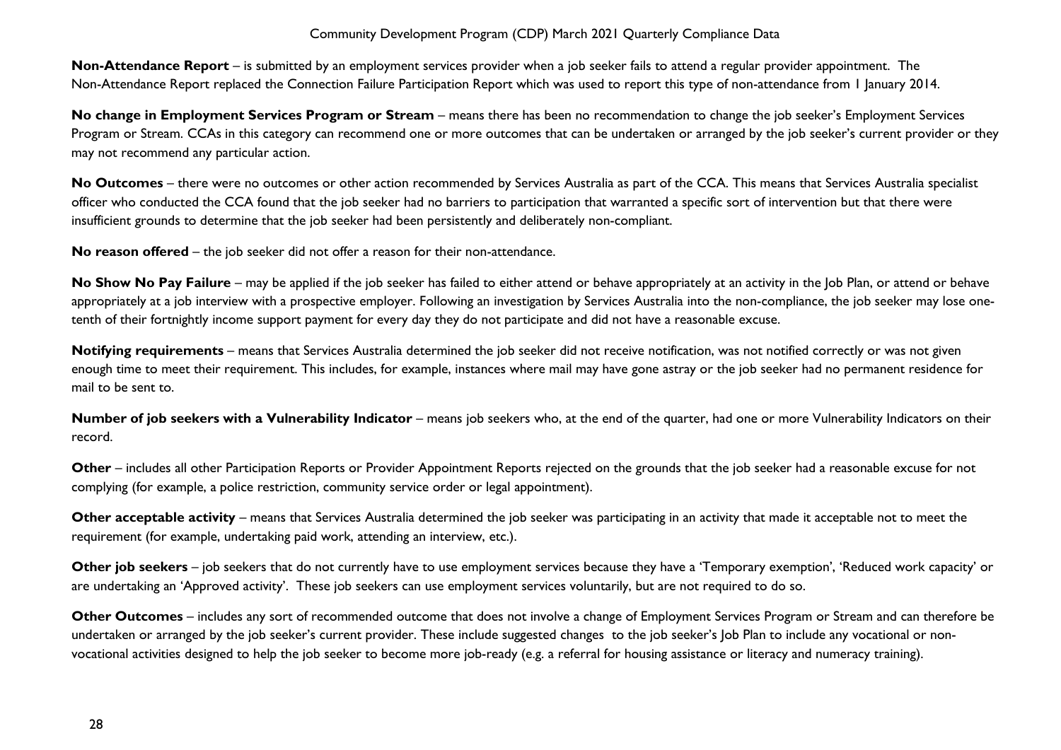**Non-Attendance Report** – is submitted by an employment services provider when a job seeker fails to attend a regular provider appointment. The Non-Attendance Report replaced the Connection Failure Participation Report which was used to report this type of non-attendance from 1 January 2014.

**No change in Employment Services Program or Stream** – means there has been no recommendation to change the job seeker's Employment Services Program or Stream. CCAs in this category can recommend one or more outcomes that can be undertaken or arranged by the job seeker's current provider or they may not recommend any particular action.

**No Outcomes** – there were no outcomes or other action recommended by Services Australia as part of the CCA. This means that Services Australia specialist officer who conducted the CCA found that the job seeker had no barriers to participation that warranted a specific sort of intervention but that there were insufficient grounds to determine that the job seeker had been persistently and deliberately non-compliant.

**No reason offered** – the job seeker did not offer a reason for their non-attendance.

**No Show No Pay Failure** – may be applied if the job seeker has failed to either attend or behave appropriately at an activity in the Job Plan, or attend or behave appropriately at a job interview with a prospective employer. Following an investigation by Services Australia into the non-compliance, the job seeker may lose one-tenth of their fortnightly income support payment for every day they do not participate and did not have a reasonable excuse.

**Notifying requirements** – means that Services Australia determined the job seeker did not receive notification, was not notified correctly or was not given enough time to meet their requirement. This includes, for example, instances where mail may have gone astray or the job seeker had no permanent residence for mail to be sent to.

**Number of job seekers with a Vulnerability Indicator** – means job seekers who, at the end of the quarter, had one or more Vulnerability Indicators on their record.

**Other** – includes all other Participation Reports or Provider Appointment Reports rejected on the grounds that the job seeker had a reasonable excuse for not complying (for example, a police restriction, community service order or legal appointment).

**Other acceptable activity** – means that Services Australia determined the job seeker was participating in an activity that made it acceptable not to meet the requirement (for example, undertaking paid work, attending an interview, etc.).

**Other job seekers** – job seekers that do not currently have to use employment services because they have a 'Temporary exemption', 'Reduced work capacity' or are undertaking an 'Approved activity'. These job seekers can use employment services voluntarily, but are not required to do so.

**Other Outcomes** – includes any sort of recommended outcome that does not involve a change of Employment Services Program or Stream and can therefore be undertaken or arranged by the job seeker's current provider. These include suggested changes to the job seeker's Job Plan to include any vocational or non-vocational activities designed to help the job seeker to become more job-ready (e.g. a referral for housing assistance or literacy and numeracy training).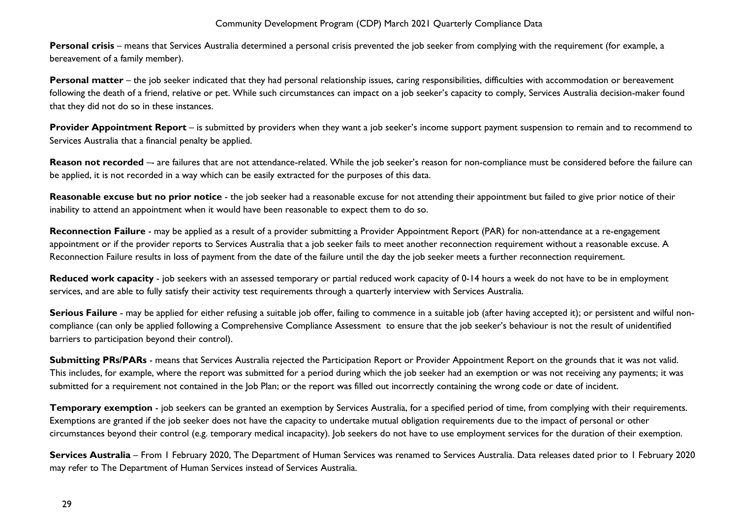**Personal crisis** – means that Services Australia determined a personal crisis prevented the job seeker from complying with the requirement (for example, a bereavement of a family member).

**Personal matter** – the job seeker indicated that they had personal relationship issues, caring responsibilities, difficulties with accommodation or bereavement following the death of a friend, relative or pet. While such circumstances can impact on a job seeker's capacity to comply, Services Australia decision-maker found that they did not do so in these instances.

**Provider Appointment Report** – is submitted by providers when they want a job seeker's income support payment suspension to remain and to recommend to Services Australia that a financial penalty be applied.

**Reason not recorded** –- are failures that are not attendance-related. While the job seeker's reason for non-compliance must be considered before the failure can be applied, it is not recorded in a way which can be easily extracted for the purposes of this data.

**Reasonable excuse but no prior notice** - the job seeker had a reasonable excuse for not attending their appointment but failed to give prior notice of their inability to attend an appointment when it would have been reasonable to expect them to do so.

**Reconnection Failure** - may be applied as a result of a provider submitting a Provider Appointment Report (PAR) for non-attendance at a re-engagement appointment or if the provider reports to Services Australia that a job seeker fails to meet another reconnection requirement without a reasonable excuse. A Reconnection Failure results in loss of payment from the date of the failure until the day the job seeker meets a further reconnection requirement.

**Reduced work capacity** - job seekers with an assessed temporary or partial reduced work capacity of 0-14 hours a week do not have to be in employment services, and are able to fully satisfy their activity test requirements through a quarterly interview with Services Australia.

**Serious Failure** - may be applied for either refusing a suitable job offer, failing to commence in a suitable job (after having accepted it); or persistent and wilful non-compliance (can only be applied following a Comprehensive Compliance Assessment to ensure that the job seeker's behaviour is not the result of unidentified barriers to participation beyond their control).

**Submitting PRs/PARs** - means that Services Australia rejected the Participation Report or Provider Appointment Report on the grounds that it was not valid. This includes, for example, where the report was submitted for a period during which the job seeker had an exemption or was not receiving any payments; it was submitted for a requirement not contained in the Job Plan; or the report was filled out incorrectly containing the wrong code or date of incident.

**Temporary exemption** - job seekers can be granted an exemption by Services Australia, for a specified period of time, from complying with their requirements. Exemptions are granted if the job seeker does not have the capacity to undertake mutual obligation requirements due to the impact of personal or other circumstances beyond their control (e.g. temporary medical incapacity). Job seekers do not have to use employment services for the duration of their exemption.

**Services Australia** – From 1 February 2020, The Department of Human Services was renamed to Services Australia. Data releases dated prior to 1 February 2020 may refer to The Department of Human Services instead of Services Australia.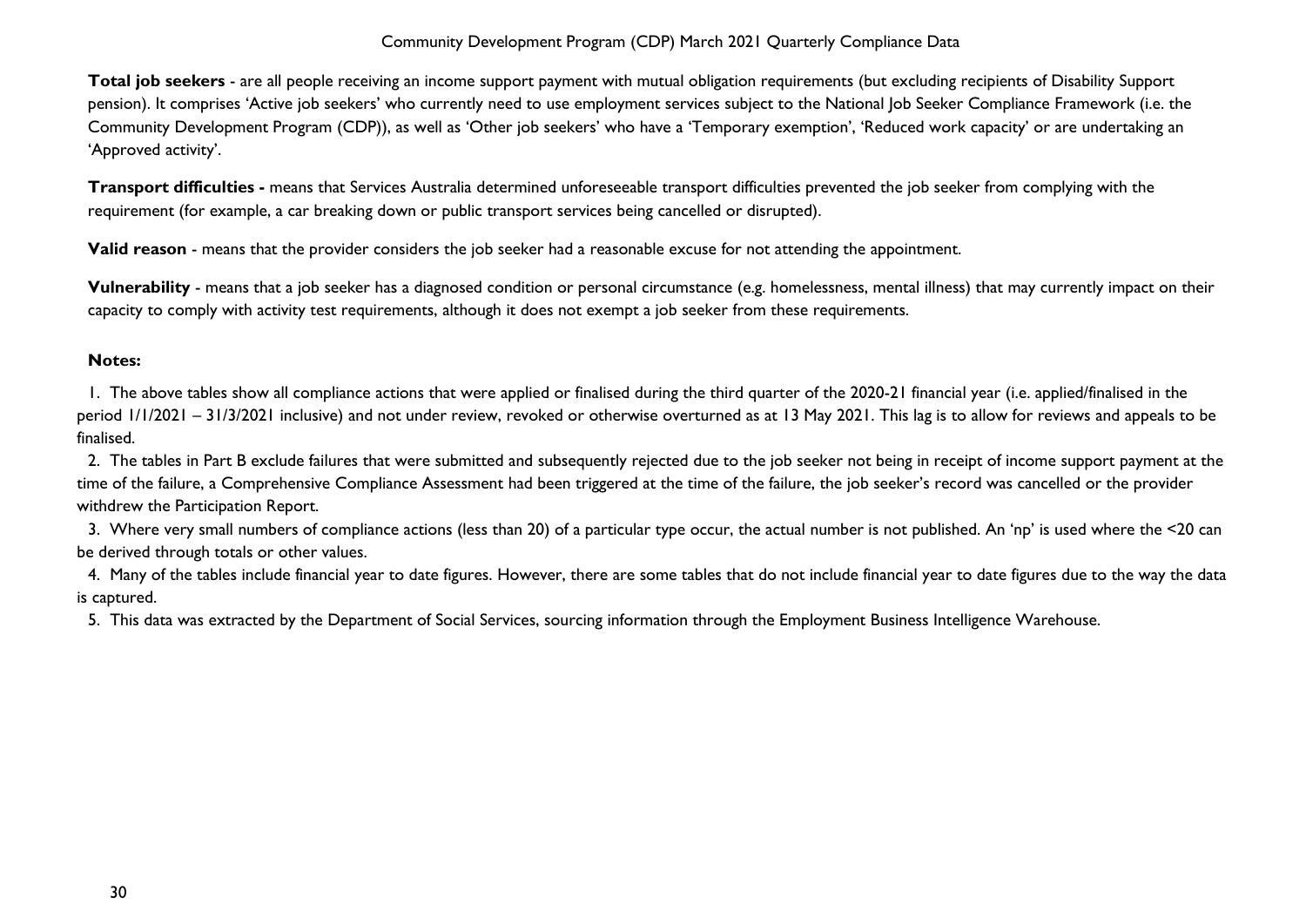**Total job seekers** - are all people receiving an income support payment with mutual obligation requirements (but excluding recipients of Disability Support pension). It comprises 'Active job seekers' who currently need to use employment services subject to the National Job Seeker Compliance Framework (i.e. the Community Development Program (CDP)), as well as 'Other job seekers' who have a 'Temporary exemption', 'Reduced work capacity' or are undertaking an 'Approved activity'.

**Transport difficulties -** means that Services Australia determined unforeseeable transport difficulties prevented the job seeker from complying with the requirement (for example, a car breaking down or public transport services being cancelled or disrupted).

**Valid reason** - means that the provider considers the job seeker had a reasonable excuse for not attending the appointment.

**Vulnerability** - means that a job seeker has a diagnosed condition or personal circumstance (e.g. homelessness, mental illness) that may currently impact on their capacity to comply with activity test requirements, although it does not exempt a job seeker from these requirements.

**Notes:**

1. The above tables show all compliance actions that were applied or finalised during the third quarter of the 2020-21 financial year (i.e. applied/finalised in the period 1/1/2021 – 31/3/2021 inclusive) and not under review, revoked or otherwise overturned as at 13 May 2021. This lag is to allow for reviews and appeals to be finalised.
2. The tables in Part B exclude failures that were submitted and subsequently rejected due to the job seeker not being in receipt of income support payment at the time of the failure, a Comprehensive Compliance Assessment had been triggered at the time of the failure, the job seeker's record was cancelled or the provider withdrew the Participation Report.
3. Where very small numbers of compliance actions (less than 20) of a particular type occur, the actual number is not published. An 'np' is used where the <20 can be derived through totals or other values.
4. Many of the tables include financial year to date figures. However, there are some tables that do not include financial year to date figures due to the way the data is captured.
5. This data was extracted by the Department of Social Services, sourcing information through the Employment Business Intelligence Warehouse.